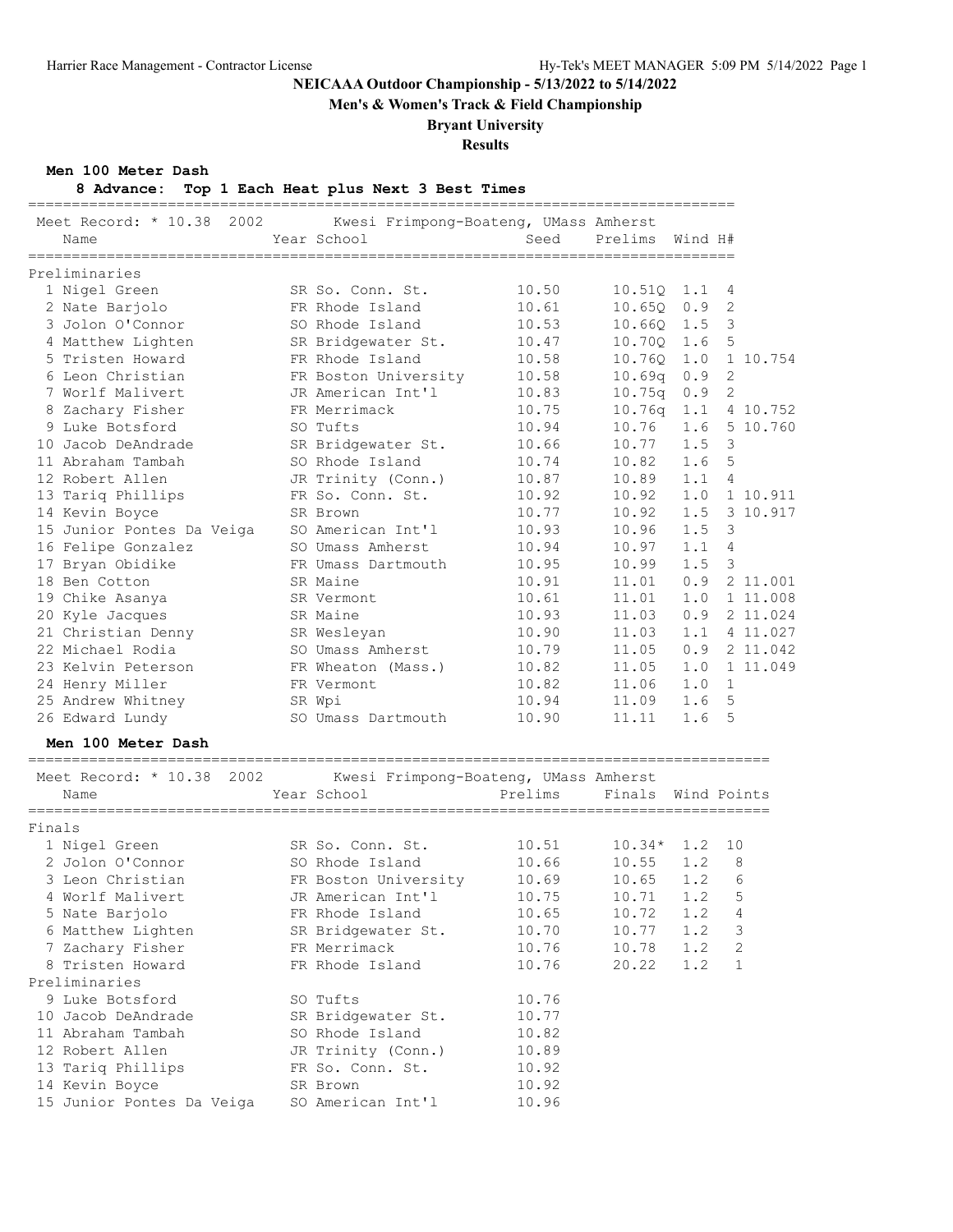**NEICAAA Outdoor Championship - 5/13/2022 to 5/14/2022**

**Men's & Women's Track & Field Championship**

**Bryant University**

**Results**

### Men 100 Meter Dash

**8 Advance: Top 1 Each Heat plus Next 3 Best Times**

Meet Record: * 10.38 2002 Kwesi Frimpong-Boateng, UMass Amherst

| Place | Name | Year | School | Seed | Prelims | Wind | H# | |
|---|---|---|---|---|---|---|---|---|
| **Preliminaries** | | | | | | | | |
| 1 | Nigel Green | SR | So. Conn. St. | 10.50 | 10.51Q | 1.1 | 4 | |
| 2 | Nate Barjolo | FR | Rhode Island | 10.61 | 10.65Q | 0.9 | 2 | |
| 3 | Jolon O'Connor | SO | Rhode Island | 10.53 | 10.66Q | 1.5 | 3 | |
| 4 | Matthew Lighten | SR | Bridgewater St. | 10.47 | 10.70Q | 1.6 | 5 | |
| 5 | Tristen Howard | FR | Rhode Island | 10.58 | 10.76Q | 1.0 | 1 | 10.754 |
| 6 | Leon Christian | FR | Boston University | 10.58 | 10.69q | 0.9 | 2 | |
| 7 | Worlf Malivert | JR | American Int'l | 10.83 | 10.75q | 0.9 | 2 | |
| 8 | Zachary Fisher | FR | Merrimack | 10.75 | 10.76q | 1.1 | 4 | 10.752 |
| 9 | Luke Botsford | SO | Tufts | 10.94 | 10.76 | 1.6 | 5 | 10.760 |
| 10 | Jacob DeAndrade | SR | Bridgewater St. | 10.66 | 10.77 | 1.5 | 3 | |
| 11 | Abraham Tambah | SO | Rhode Island | 10.74 | 10.82 | 1.6 | 5 | |
| 12 | Robert Allen | JR | Trinity (Conn.) | 10.87 | 10.89 | 1.1 | 4 | |
| 13 | Tariq Phillips | FR | So. Conn. St. | 10.92 | 10.92 | 1.0 | 1 | 10.911 |
| 14 | Kevin Boyce | SR | Brown | 10.77 | 10.92 | 1.5 | 3 | 10.917 |
| 15 | Junior Pontes Da Veiga | SO | American Int'l | 10.93 | 10.96 | 1.5 | 3 | |
| 16 | Felipe Gonzalez | SO | Umass Amherst | 10.94 | 10.97 | 1.1 | 4 | |
| 17 | Bryan Obidike | FR | Umass Dartmouth | 10.95 | 10.99 | 1.5 | 3 | |
| 18 | Ben Cotton | SR | Maine | 10.91 | 11.01 | 0.9 | 2 | 11.001 |
| 19 | Chike Asanya | SR | Vermont | 10.61 | 11.01 | 1.0 | 1 | 11.008 |
| 20 | Kyle Jacques | SR | Maine | 10.93 | 11.03 | 0.9 | 2 | 11.024 |
| 21 | Christian Denny | SR | Wesleyan | 10.90 | 11.03 | 1.1 | 4 | 11.027 |
| 22 | Michael Rodia | SO | Umass Amherst | 10.79 | 11.05 | 0.9 | 2 | 11.042 |
| 23 | Kelvin Peterson | FR | Wheaton (Mass.) | 10.82 | 11.05 | 1.0 | 1 | 11.049 |
| 24 | Henry Miller | FR | Vermont | 10.82 | 11.06 | 1.0 | 1 | |
| 25 | Andrew Whitney | SR | Wpi | 10.94 | 11.09 | 1.6 | 5 | |
| 26 | Edward Lundy | SO | Umass Dartmouth | 10.90 | 11.11 | 1.6 | 5 | |

### Men 100 Meter Dash

Meet Record: * 10.38 2002 Kwesi Frimpong-Boateng, UMass Amherst

| Place | Name | Year | School | Prelims | Finals | Wind | Points |
|---|---|---|---|---|---|---|---|
| **Finals** | | | | | | | |
| 1 | Nigel Green | SR | So. Conn. St. | 10.51 | 10.34* | 1.2 | 10 |
| 2 | Jolon O'Connor | SO | Rhode Island | 10.66 | 10.55 | 1.2 | 8 |
| 3 | Leon Christian | FR | Boston University | 10.69 | 10.65 | 1.2 | 6 |
| 4 | Worlf Malivert | JR | American Int'l | 10.75 | 10.71 | 1.2 | 5 |
| 5 | Nate Barjolo | FR | Rhode Island | 10.65 | 10.72 | 1.2 | 4 |
| 6 | Matthew Lighten | SR | Bridgewater St. | 10.70 | 10.77 | 1.2 | 3 |
| 7 | Zachary Fisher | FR | Merrimack | 10.76 | 10.78 | 1.2 | 2 |
| 8 | Tristen Howard | FR | Rhode Island | 10.76 | 20.22 | 1.2 | 1 |
| **Preliminaries** | | | | | | | |
| 9 | Luke Botsford | SO | Tufts | 10.76 | | | |
| 10 | Jacob DeAndrade | SR | Bridgewater St. | 10.77 | | | |
| 11 | Abraham Tambah | SO | Rhode Island | 10.82 | | | |
| 12 | Robert Allen | JR | Trinity (Conn.) | 10.89 | | | |
| 13 | Tariq Phillips | FR | So. Conn. St. | 10.92 | | | |
| 14 | Kevin Boyce | SR | Brown | 10.92 | | | |
| 15 | Junior Pontes Da Veiga | SO | American Int'l | 10.96 | | | |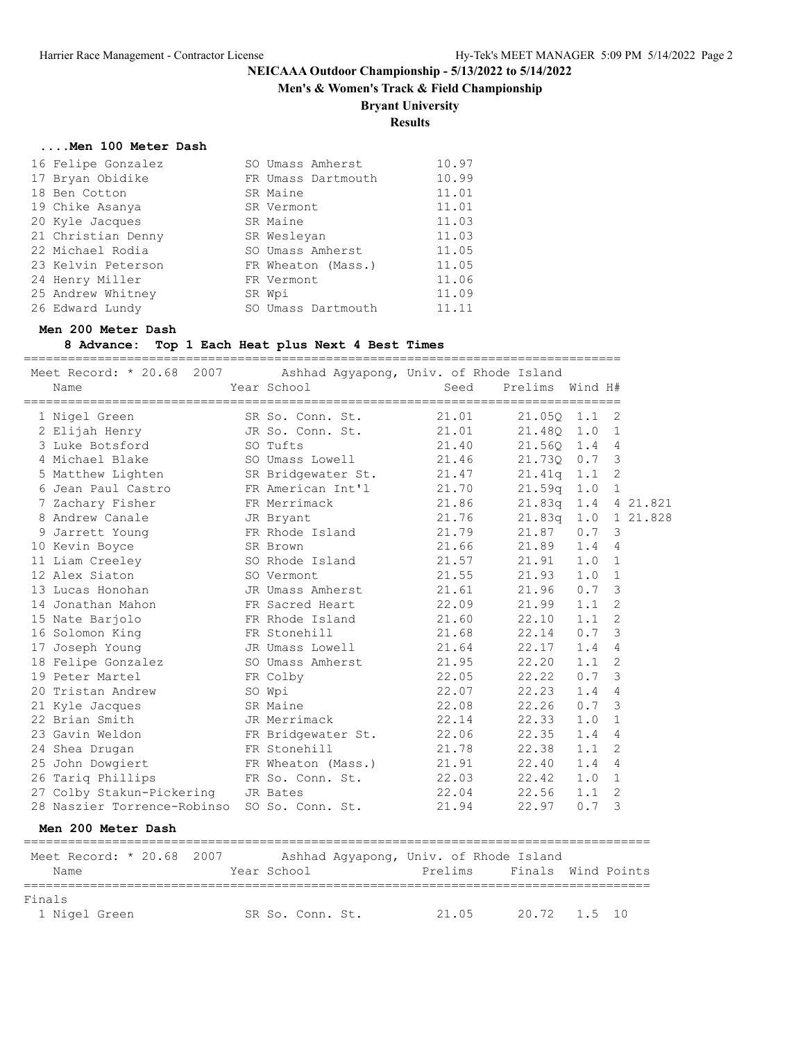# NEICAAA Outdoor Championship - 5/13/2022 to 5/14/2022

## Men's & Women's Track & Field Championship

## Bryant University

## Results

### ....Men 100 Meter Dash

| Place | Name | Year | School | Finals |
|---|---|---|---|---|
| 16 | Felipe Gonzalez | SO | Umass Amherst | 10.97 |
| 17 | Bryan Obidike | FR | Umass Dartmouth | 10.99 |
| 18 | Ben Cotton | SR | Maine | 11.01 |
| 19 | Chike Asanya | SR | Vermont | 11.01 |
| 20 | Kyle Jacques | SR | Maine | 11.03 |
| 21 | Christian Denny | SR | Wesleyan | 11.03 |
| 22 | Michael Rodia | SO | Umass Amherst | 11.05 |
| 23 | Kelvin Peterson | FR | Wheaton (Mass.) | 11.05 |
| 24 | Henry Miller | FR | Vermont | 11.06 |
| 25 | Andrew Whitney | SR | Wpi | 11.09 |
| 26 | Edward Lundy | SO | Umass Dartmouth | 11.11 |

### Men 200 Meter Dash

**8 Advance: Top 1 Each Heat plus Next 4 Best Times**

Meet Record: * 20.68 2007 Ashhad Agyapong, Univ. of Rhode Island

| Place | Name | Year | School | Seed | Prelims | Wind | H# | |
|---|---|---|---|---|---|---|---|---|
| 1 | Nigel Green | SR | So. Conn. St. | 21.01 | 21.05Q | 1.1 | 2 | |
| 2 | Elijah Henry | JR | So. Conn. St. | 21.01 | 21.48Q | 1.0 | 1 | |
| 3 | Luke Botsford | SO | Tufts | 21.40 | 21.56Q | 1.4 | 4 | |
| 4 | Michael Blake | SO | Umass Lowell | 21.46 | 21.73Q | 0.7 | 3 | |
| 5 | Matthew Lighten | SR | Bridgewater St. | 21.47 | 21.41q | 1.1 | 2 | |
| 6 | Jean Paul Castro | FR | American Int'l | 21.70 | 21.59q | 1.0 | 1 | |
| 7 | Zachary Fisher | FR | Merrimack | 21.86 | 21.83q | 1.4 | 4 | 21.821 |
| 8 | Andrew Canale | JR | Bryant | 21.76 | 21.83q | 1.0 | 1 | 21.828 |
| 9 | Jarrett Young | FR | Rhode Island | 21.79 | 21.87 | 0.7 | 3 | |
| 10 | Kevin Boyce | SR | Brown | 21.66 | 21.89 | 1.4 | 4 | |
| 11 | Liam Creeley | SO | Rhode Island | 21.57 | 21.91 | 1.0 | 1 | |
| 12 | Alex Siaton | SO | Vermont | 21.55 | 21.93 | 1.0 | 1 | |
| 13 | Lucas Honohan | JR | Umass Amherst | 21.61 | 21.96 | 0.7 | 3 | |
| 14 | Jonathan Mahon | FR | Sacred Heart | 22.09 | 21.99 | 1.1 | 2 | |
| 15 | Nate Barjolo | FR | Rhode Island | 21.60 | 22.10 | 1.1 | 2 | |
| 16 | Solomon King | FR | Stonehill | 21.68 | 22.14 | 0.7 | 3 | |
| 17 | Joseph Young | JR | Umass Lowell | 21.64 | 22.17 | 1.4 | 4 | |
| 18 | Felipe Gonzalez | SO | Umass Amherst | 21.95 | 22.20 | 1.1 | 2 | |
| 19 | Peter Martel | FR | Colby | 22.05 | 22.22 | 0.7 | 3 | |
| 20 | Tristan Andrew | SO | Wpi | 22.07 | 22.23 | 1.4 | 4 | |
| 21 | Kyle Jacques | SR | Maine | 22.08 | 22.26 | 0.7 | 3 | |
| 22 | Brian Smith | JR | Merrimack | 22.14 | 22.33 | 1.0 | 1 | |
| 23 | Gavin Weldon | FR | Bridgewater St. | 22.06 | 22.35 | 1.4 | 4 | |
| 24 | Shea Drugan | FR | Stonehill | 21.78 | 22.38 | 1.1 | 2 | |
| 25 | John Dowgiert | FR | Wheaton (Mass.) | 21.91 | 22.40 | 1.4 | 4 | |
| 26 | Tariq Phillips | FR | So. Conn. St. | 22.03 | 22.42 | 1.0 | 1 | |
| 27 | Colby Stakun-Pickering | JR | Bates | 22.04 | 22.56 | 1.1 | 2 | |
| 28 | Naszier Torrence-Robinso | SO | So. Conn. St. | 21.94 | 22.97 | 0.7 | 3 | |

### Men 200 Meter Dash

Meet Record: * 20.68 2007 Ashhad Agyapong, Univ. of Rhode Island

| Place | Name | Year | School | Prelims | Finals | Wind | Points |
|---|---|---|---|---|---|---|---|
| **Finals** | | | | | | | |
| 1 | Nigel Green | SR | So. Conn. St. | 21.05 | 20.72 | 1.5 | 10 |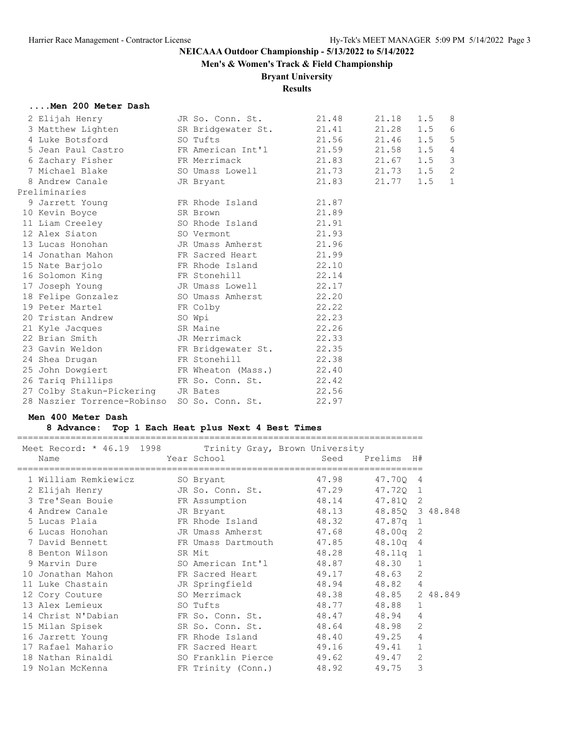# NEICAAA Outdoor Championship - 5/13/2022 to 5/14/2022

## Men's & Women's Track & Field Championship

## Bryant University

## Results

### ....Men 200 Meter Dash

| Place | Name | Year | School | Prelims | Finals | Wind | Points |
|---|---|---|---|---|---|---|---|
| 2 | Elijah Henry | JR | So. Conn. St. | 21.48 | 21.18 | 1.5 | 8 |
| 3 | Matthew Lighten | SR | Bridgewater St. | 21.41 | 21.28 | 1.5 | 6 |
| 4 | Luke Botsford | SO | Tufts | 21.56 | 21.46 | 1.5 | 5 |
| 5 | Jean Paul Castro | FR | American Int'l | 21.59 | 21.58 | 1.5 | 4 |
| 6 | Zachary Fisher | FR | Merrimack | 21.83 | 21.67 | 1.5 | 3 |
| 7 | Michael Blake | SO | Umass Lowell | 21.73 | 21.73 | 1.5 | 2 |
| 8 | Andrew Canale | JR | Bryant | 21.83 | 21.77 | 1.5 | 1 |

Preliminaries

| Place | Name | Year | School | Prelims |
|---|---|---|---|---|
| 9 | Jarrett Young | FR | Rhode Island | 21.87 |
| 10 | Kevin Boyce | SR | Brown | 21.89 |
| 11 | Liam Creeley | SO | Rhode Island | 21.91 |
| 12 | Alex Siaton | SO | Vermont | 21.93 |
| 13 | Lucas Honohan | JR | Umass Amherst | 21.96 |
| 14 | Jonathan Mahon | FR | Sacred Heart | 21.99 |
| 15 | Nate Barjolo | FR | Rhode Island | 22.10 |
| 16 | Solomon King | FR | Stonehill | 22.14 |
| 17 | Joseph Young | JR | Umass Lowell | 22.17 |
| 18 | Felipe Gonzalez | SO | Umass Amherst | 22.20 |
| 19 | Peter Martel | FR | Colby | 22.22 |
| 20 | Tristan Andrew | SO | Wpi | 22.23 |
| 21 | Kyle Jacques | SR | Maine | 22.26 |
| 22 | Brian Smith | JR | Merrimack | 22.33 |
| 23 | Gavin Weldon | FR | Bridgewater St. | 22.35 |
| 24 | Shea Drugan | FR | Stonehill | 22.38 |
| 25 | John Dowgiert | FR | Wheaton (Mass.) | 22.40 |
| 26 | Tariq Phillips | FR | So. Conn. St. | 22.42 |
| 27 | Colby Stakun-Pickering | JR | Bates | 22.56 |
| 28 | Naszier Torrence-Robinso | SO | So. Conn. St. | 22.97 |

### Men 400 Meter Dash

8 Advance: Top 1 Each Heat plus Next 4 Best Times

Meet Record: * 46.19 1998 Trinity Gray, Brown University

| Place | Name | Year | School | Seed | Prelims | H# | |
|---|---|---|---|---|---|---|---|
| 1 | William Remkiewicz | SO | Bryant | 47.98 | 47.70Q | 4 | |
| 2 | Elijah Henry | JR | So. Conn. St. | 47.29 | 47.72Q | 1 | |
| 3 | Tre'Sean Bouie | FR | Assumption | 48.14 | 47.81Q | 2 | |
| 4 | Andrew Canale | JR | Bryant | 48.13 | 48.85Q | 3 | 48.848 |
| 5 | Lucas Plaia | FR | Rhode Island | 48.32 | 47.87q | 1 | |
| 6 | Lucas Honohan | JR | Umass Amherst | 47.68 | 48.00q | 2 | |
| 7 | David Bennett | FR | Umass Dartmouth | 47.85 | 48.10q | 4 | |
| 8 | Benton Wilson | SR | Mit | 48.28 | 48.11q | 1 | |
| 9 | Marvin Dure | SO | American Int'l | 48.87 | 48.30 | 1 | |
| 10 | Jonathan Mahon | FR | Sacred Heart | 49.17 | 48.63 | 2 | |
| 11 | Luke Chastain | JR | Springfield | 48.94 | 48.82 | 4 | |
| 12 | Cory Couture | SO | Merrimack | 48.38 | 48.85 | 2 | 48.849 |
| 13 | Alex Lemieux | SO | Tufts | 48.77 | 48.88 | 1 | |
| 14 | Christ N'Dabian | FR | So. Conn. St. | 48.47 | 48.94 | 4 | |
| 15 | Milan Spisek | SR | So. Conn. St. | 48.64 | 48.98 | 2 | |
| 16 | Jarrett Young | FR | Rhode Island | 48.40 | 49.25 | 4 | |
| 17 | Rafael Mahario | FR | Sacred Heart | 49.16 | 49.41 | 1 | |
| 18 | Nathan Rinaldi | SO | Franklin Pierce | 49.62 | 49.47 | 2 | |
| 19 | Nolan McKenna | FR | Trinity (Conn.) | 48.92 | 49.75 | 3 | |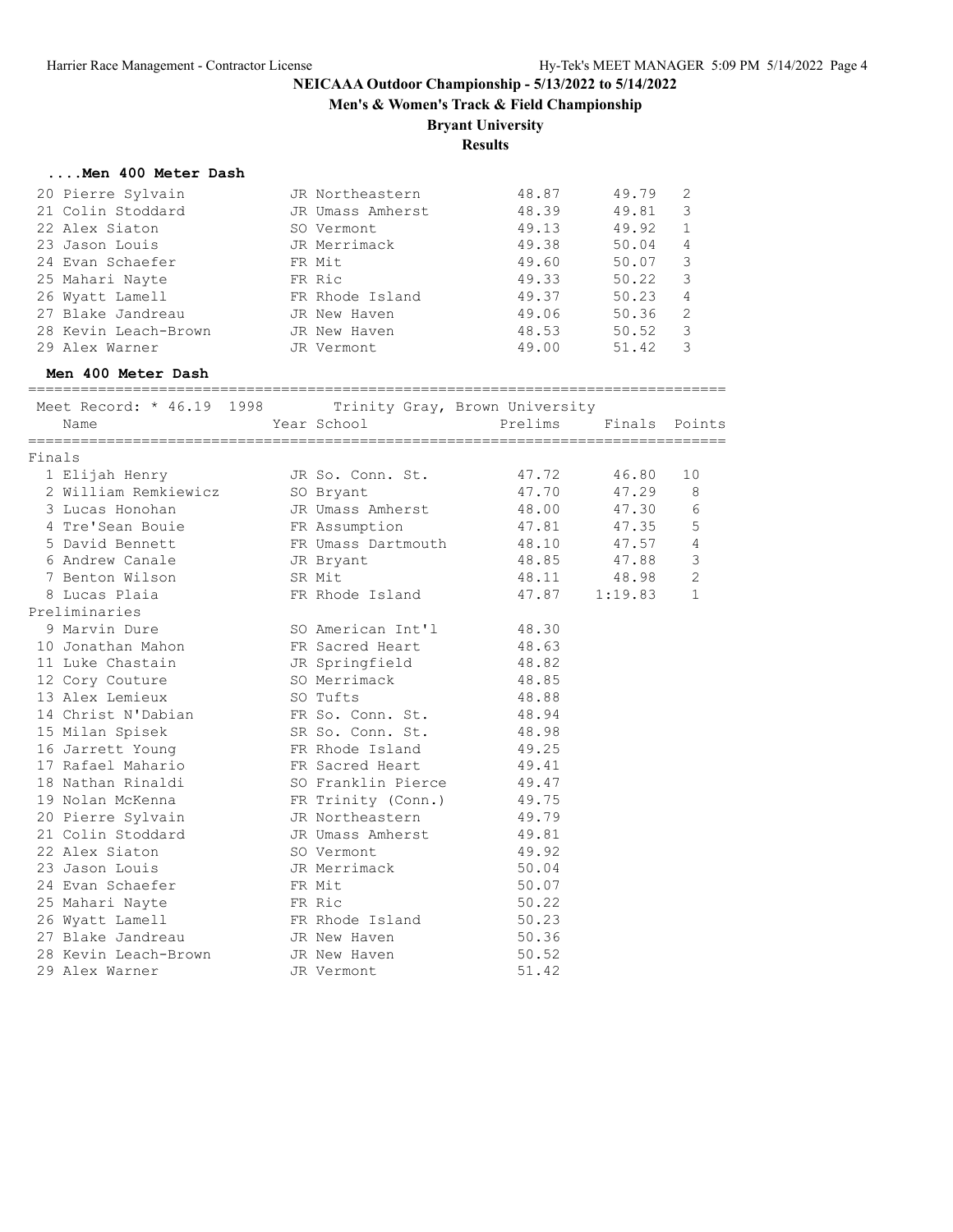# NEICAAA Outdoor Championship - 5/13/2022 to 5/14/2022

## Men's & Women's Track & Field Championship

## Bryant University

## Results

### ....Men 400 Meter Dash

| Place | Name | Year | School | Seed | Prelims | Heat |
|---|---|---|---|---|---|---|
| 20 | Pierre Sylvain | JR | Northeastern | 48.87 | 49.79 | 2 |
| 21 | Colin Stoddard | JR | Umass Amherst | 48.39 | 49.81 | 3 |
| 22 | Alex Siaton | SO | Vermont | 49.13 | 49.92 | 1 |
| 23 | Jason Louis | JR | Merrimack | 49.38 | 50.04 | 4 |
| 24 | Evan Schaefer | FR | Mit | 49.60 | 50.07 | 3 |
| 25 | Mahari Nayte | FR | Ric | 49.33 | 50.22 | 3 |
| 26 | Wyatt Lamell | FR | Rhode Island | 49.37 | 50.23 | 4 |
| 27 | Blake Jandreau | JR | New Haven | 49.06 | 50.36 | 2 |
| 28 | Kevin Leach-Brown | JR | New Haven | 48.53 | 50.52 | 3 |
| 29 | Alex Warner | JR | Vermont | 49.00 | 51.42 | 3 |

### Men 400 Meter Dash

Meet Record: * 46.19 1998 Trinity Gray, Brown University

**Finals**

| Place | Name | Year | School | Prelims | Finals | Points |
|---|---|---|---|---|---|---|
| 1 | Elijah Henry | JR | So. Conn. St. | 47.72 | 46.80 | 10 |
| 2 | William Remkiewicz | SO | Bryant | 47.70 | 47.29 | 8 |
| 3 | Lucas Honohan | JR | Umass Amherst | 48.00 | 47.30 | 6 |
| 4 | Tre'Sean Bouie | FR | Assumption | 47.81 | 47.35 | 5 |
| 5 | David Bennett | FR | Umass Dartmouth | 48.10 | 47.57 | 4 |
| 6 | Andrew Canale | JR | Bryant | 48.85 | 47.88 | 3 |
| 7 | Benton Wilson | SR | Mit | 48.11 | 48.98 | 2 |
| 8 | Lucas Plaia | FR | Rhode Island | 47.87 | 1:19.83 | 1 |

**Preliminaries**

| Place | Name | Year | School | Prelims |
|---|---|---|---|---|
| 9 | Marvin Dure | SO | American Int'l | 48.30 |
| 10 | Jonathan Mahon | FR | Sacred Heart | 48.63 |
| 11 | Luke Chastain | JR | Springfield | 48.82 |
| 12 | Cory Couture | SO | Merrimack | 48.85 |
| 13 | Alex Lemieux | SO | Tufts | 48.88 |
| 14 | Christ N'Dabian | FR | So. Conn. St. | 48.94 |
| 15 | Milan Spisek | SR | So. Conn. St. | 48.98 |
| 16 | Jarrett Young | FR | Rhode Island | 49.25 |
| 17 | Rafael Mahario | FR | Sacred Heart | 49.41 |
| 18 | Nathan Rinaldi | SO | Franklin Pierce | 49.47 |
| 19 | Nolan McKenna | FR | Trinity (Conn.) | 49.75 |
| 20 | Pierre Sylvain | JR | Northeastern | 49.79 |
| 21 | Colin Stoddard | JR | Umass Amherst | 49.81 |
| 22 | Alex Siaton | SO | Vermont | 49.92 |
| 23 | Jason Louis | JR | Merrimack | 50.04 |
| 24 | Evan Schaefer | FR | Mit | 50.07 |
| 25 | Mahari Nayte | FR | Ric | 50.22 |
| 26 | Wyatt Lamell | FR | Rhode Island | 50.23 |
| 27 | Blake Jandreau | JR | New Haven | 50.36 |
| 28 | Kevin Leach-Brown | JR | New Haven | 50.52 |
| 29 | Alex Warner | JR | Vermont | 51.42 |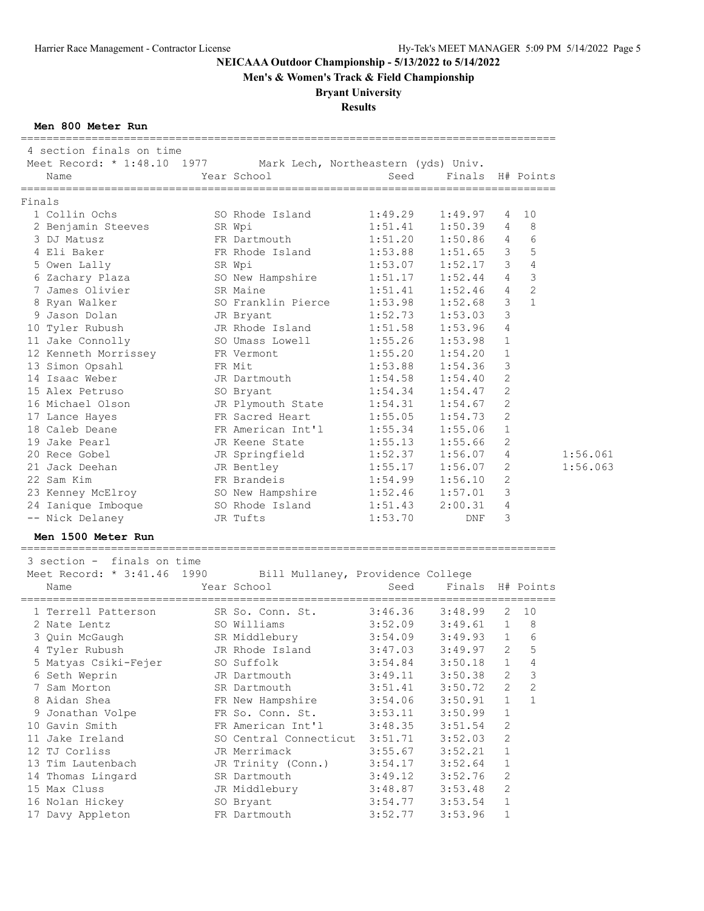# NEICAAA Outdoor Championship - 5/13/2022 to 5/14/2022

## Men's & Women's Track & Field Championship

## Bryant University

## Results

### Men 800 Meter Run

4 section finals on time

Meet Record: * 1:48.10 1977 Mark Lech, Northeastern (yds) Univ.

| | Name | Year | School | Seed | Finals | H# | Points | |
|---|---|---|---|---|---|---|---|---|
| **Finals** | | | | | | | | |
| 1 | Collin Ochs | SO | Rhode Island | 1:49.29 | 1:49.97 | 4 | 10 | |
| 2 | Benjamin Steeves | SR | Wpi | 1:51.41 | 1:50.39 | 4 | 8 | |
| 3 | DJ Matusz | FR | Dartmouth | 1:51.20 | 1:50.86 | 4 | 6 | |
| 4 | Eli Baker | FR | Rhode Island | 1:53.88 | 1:51.65 | 3 | 5 | |
| 5 | Owen Lally | SR | Wpi | 1:53.07 | 1:52.17 | 3 | 4 | |
| 6 | Zachary Plaza | SO | New Hampshire | 1:51.17 | 1:52.44 | 4 | 3 | |
| 7 | James Olivier | SR | Maine | 1:51.41 | 1:52.46 | 4 | 2 | |
| 8 | Ryan Walker | SO | Franklin Pierce | 1:53.98 | 1:52.68 | 3 | 1 | |
| 9 | Jason Dolan | JR | Bryant | 1:52.73 | 1:53.03 | 3 | | |
| 10 | Tyler Rubush | JR | Rhode Island | 1:51.58 | 1:53.96 | 4 | | |
| 11 | Jake Connolly | SO | Umass Lowell | 1:55.26 | 1:53.98 | 1 | | |
| 12 | Kenneth Morrissey | FR | Vermont | 1:55.20 | 1:54.20 | 1 | | |
| 13 | Simon Opsahl | FR | Mit | 1:53.88 | 1:54.36 | 3 | | |
| 14 | Isaac Weber | JR | Dartmouth | 1:54.58 | 1:54.40 | 2 | | |
| 15 | Alex Petruso | SO | Bryant | 1:54.34 | 1:54.47 | 2 | | |
| 16 | Michael Olson | JR | Plymouth State | 1:54.31 | 1:54.67 | 2 | | |
| 17 | Lance Hayes | FR | Sacred Heart | 1:55.05 | 1:54.73 | 2 | | |
| 18 | Caleb Deane | FR | American Int'l | 1:55.34 | 1:55.06 | 1 | | |
| 19 | Jake Pearl | JR | Keene State | 1:55.13 | 1:55.66 | 2 | | |
| 20 | Rece Gobel | JR | Springfield | 1:52.37 | 1:56.07 | 4 | | 1:56.061 |
| 21 | Jack Deehan | JR | Bentley | 1:55.17 | 1:56.07 | 2 | | 1:56.063 |
| 22 | Sam Kim | FR | Brandeis | 1:54.99 | 1:56.10 | 2 | | |
| 23 | Kenney McElroy | SO | New Hampshire | 1:52.46 | 1:57.01 | 3 | | |
| 24 | Ianique Imboque | SO | Rhode Island | 1:51.43 | 2:00.31 | 4 | | |
| -- | Nick Delaney | JR | Tufts | 1:53.70 | DNF | 3 | | |

### Men 1500 Meter Run

3 section - finals on time

Meet Record: * 3:41.46 1990 Bill Mullaney, Providence College

| | Name | Year | School | Seed | Finals | H# | Points |
|---|---|---|---|---|---|---|---|
| 1 | Terrell Patterson | SR | So. Conn. St. | 3:46.36 | 3:48.99 | 2 | 10 |
| 2 | Nate Lentz | SO | Williams | 3:52.09 | 3:49.61 | 1 | 8 |
| 3 | Quin McGaugh | SR | Middlebury | 3:54.09 | 3:49.93 | 1 | 6 |
| 4 | Tyler Rubush | JR | Rhode Island | 3:47.03 | 3:49.97 | 2 | 5 |
| 5 | Matyas Csiki-Fejer | SO | Suffolk | 3:54.84 | 3:50.18 | 1 | 4 |
| 6 | Seth Weprin | JR | Dartmouth | 3:49.11 | 3:50.38 | 2 | 3 |
| 7 | Sam Morton | SR | Dartmouth | 3:51.41 | 3:50.72 | 2 | 2 |
| 8 | Aidan Shea | FR | New Hampshire | 3:54.06 | 3:50.91 | 1 | 1 |
| 9 | Jonathan Volpe | FR | So. Conn. St. | 3:53.11 | 3:50.99 | 1 | |
| 10 | Gavin Smith | FR | American Int'l | 3:48.35 | 3:51.54 | 2 | |
| 11 | Jake Ireland | SO | Central Connecticut | 3:51.71 | 3:52.03 | 2 | |
| 12 | TJ Corliss | JR | Merrimack | 3:55.67 | 3:52.21 | 1 | |
| 13 | Tim Lautenbach | JR | Trinity (Conn.) | 3:54.17 | 3:52.64 | 1 | |
| 14 | Thomas Lingard | SR | Dartmouth | 3:49.12 | 3:52.76 | 2 | |
| 15 | Max Cluss | JR | Middlebury | 3:48.87 | 3:53.48 | 2 | |
| 16 | Nolan Hickey | SO | Bryant | 3:54.77 | 3:53.54 | 1 | |
| 17 | Davy Appleton | FR | Dartmouth | 3:52.77 | 3:53.96 | 1 | |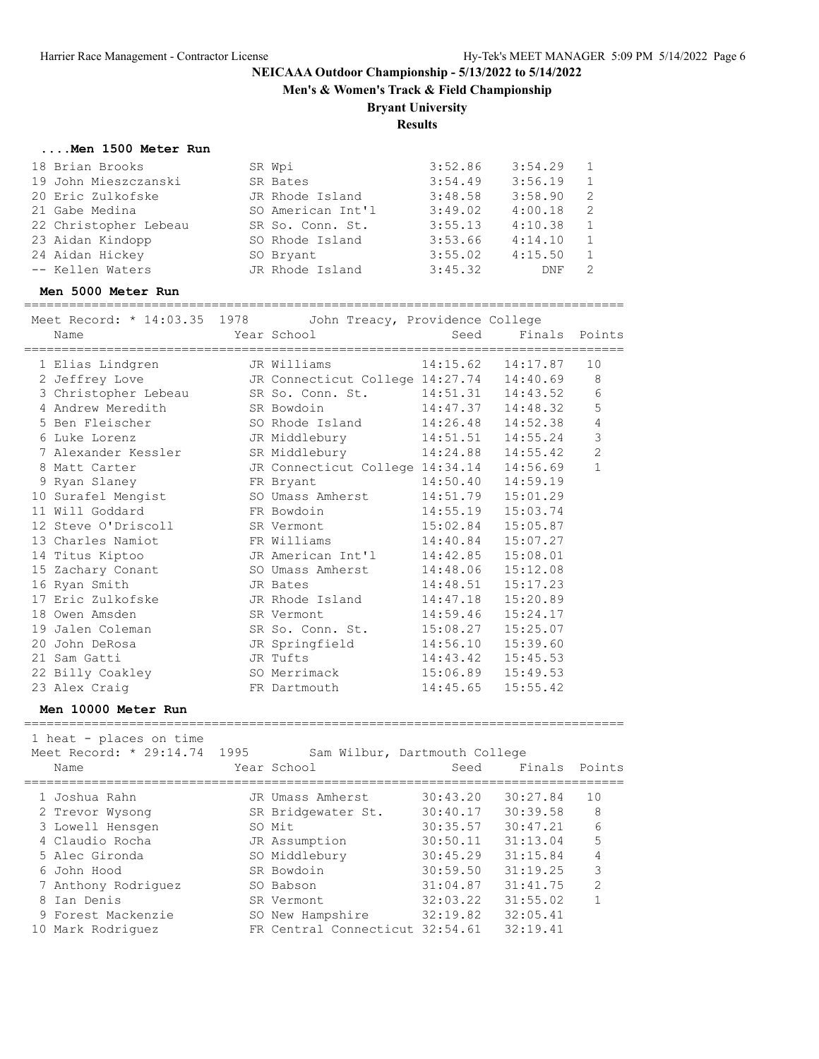**NEICAAA Outdoor Championship - 5/13/2022 to 5/14/2022**

**Men's & Women's Track & Field Championship**

**Bryant University**

**Results**

### ....Men 1500 Meter Run

| Place | Name | Year | School | Seed | Finals | H# |
|---|---|---|---|---|---|---|
| 18 | Brian Brooks | SR | Wpi | 3:52.86 | 3:54.29 | 1 |
| 19 | John Mieszczanski | SR | Bates | 3:54.49 | 3:56.19 | 1 |
| 20 | Eric Zulkofske | JR | Rhode Island | 3:48.58 | 3:58.90 | 2 |
| 21 | Gabe Medina | SO | American Int'l | 3:49.02 | 4:00.18 | 2 |
| 22 | Christopher Lebeau | SR | So. Conn. St. | 3:55.13 | 4:10.38 | 1 |
| 23 | Aidan Kindopp | SO | Rhode Island | 3:53.66 | 4:14.10 | 1 |
| 24 | Aidan Hickey | SO | Bryant | 3:55.02 | 4:15.50 | 1 |
| -- | Kellen Waters | JR | Rhode Island | 3:45.32 | DNF | 2 |

### Men 5000 Meter Run

Meet Record: * 14:03.35 1978 John Treacy, Providence College

| Place | Name | Year | School | Seed | Finals | Points |
|---|---|---|---|---|---|---|
| 1 | Elias Lindgren | JR | Williams | 14:15.62 | 14:17.87 | 10 |
| 2 | Jeffrey Love | JR | Connecticut College | 14:27.74 | 14:40.69 | 8 |
| 3 | Christopher Lebeau | SR | So. Conn. St. | 14:51.31 | 14:43.52 | 6 |
| 4 | Andrew Meredith | SR | Bowdoin | 14:47.37 | 14:48.32 | 5 |
| 5 | Ben Fleischer | SO | Rhode Island | 14:26.48 | 14:52.38 | 4 |
| 6 | Luke Lorenz | JR | Middlebury | 14:51.51 | 14:55.24 | 3 |
| 7 | Alexander Kessler | SR | Middlebury | 14:24.88 | 14:55.42 | 2 |
| 8 | Matt Carter | JR | Connecticut College | 14:34.14 | 14:56.69 | 1 |
| 9 | Ryan Slaney | FR | Bryant | 14:50.40 | 14:59.19 | |
| 10 | Surafel Mengist | SO | Umass Amherst | 14:51.79 | 15:01.29 | |
| 11 | Will Goddard | FR | Bowdoin | 14:55.19 | 15:03.74 | |
| 12 | Steve O'Driscoll | SR | Vermont | 15:02.84 | 15:05.87 | |
| 13 | Charles Namiot | FR | Williams | 14:40.84 | 15:07.27 | |
| 14 | Titus Kiptoo | JR | American Int'l | 14:42.85 | 15:08.01 | |
| 15 | Zachary Conant | SO | Umass Amherst | 14:48.06 | 15:12.08 | |
| 16 | Ryan Smith | JR | Bates | 14:48.51 | 15:17.23 | |
| 17 | Eric Zulkofske | JR | Rhode Island | 14:47.18 | 15:20.89 | |
| 18 | Owen Amsden | SR | Vermont | 14:59.46 | 15:24.17 | |
| 19 | Jalen Coleman | SR | So. Conn. St. | 15:08.27 | 15:25.07 | |
| 20 | John DeRosa | JR | Springfield | 14:56.10 | 15:39.60 | |
| 21 | Sam Gatti | JR | Tufts | 14:43.42 | 15:45.53 | |
| 22 | Billy Coakley | SO | Merrimack | 15:06.89 | 15:49.53 | |
| 23 | Alex Craig | FR | Dartmouth | 14:45.65 | 15:55.42 | |

### Men 10000 Meter Run

1 heat - places on time

Meet Record: * 29:14.74 1995 Sam Wilbur, Dartmouth College

| Place | Name | Year | School | Seed | Finals | Points |
|---|---|---|---|---|---|---|
| 1 | Joshua Rahn | JR | Umass Amherst | 30:43.20 | 30:27.84 | 10 |
| 2 | Trevor Wysong | SR | Bridgewater St. | 30:40.17 | 30:39.58 | 8 |
| 3 | Lowell Hensgen | SO | Mit | 30:35.57 | 30:47.21 | 6 |
| 4 | Claudio Rocha | JR | Assumption | 30:50.11 | 31:13.04 | 5 |
| 5 | Alec Gironda | SO | Middlebury | 30:45.29 | 31:15.84 | 4 |
| 6 | John Hood | SR | Bowdoin | 30:59.50 | 31:19.25 | 3 |
| 7 | Anthony Rodriguez | SO | Babson | 31:04.87 | 31:41.75 | 2 |
| 8 | Ian Denis | SR | Vermont | 32:03.22 | 31:55.02 | 1 |
| 9 | Forest Mackenzie | SO | New Hampshire | 32:19.82 | 32:05.41 | |
| 10 | Mark Rodriguez | FR | Central Connecticut | 32:54.61 | 32:19.41 | |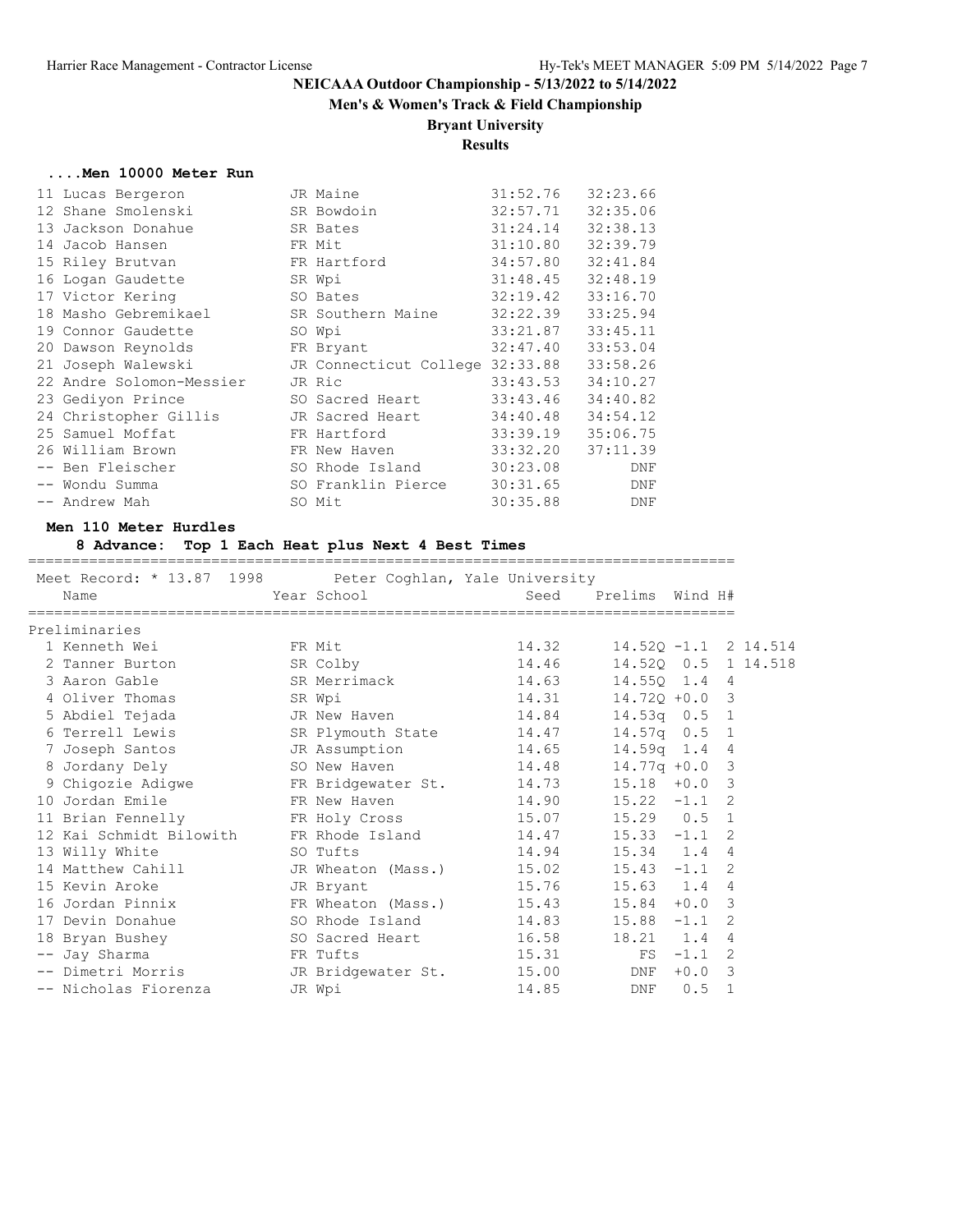# NEICAAA Outdoor Championship - 5/13/2022 to 5/14/2022

## Men's & Women's Track & Field Championship

## Bryant University

## Results

### ....Men 10000 Meter Run

| Place | Name | Year | School | Seed | Finals |
|---|---|---|---|---|---|
| 11 | Lucas Bergeron | JR | Maine | 31:52.76 | 32:23.66 |
| 12 | Shane Smolenski | SR | Bowdoin | 32:57.71 | 32:35.06 |
| 13 | Jackson Donahue | SR | Bates | 31:24.14 | 32:38.13 |
| 14 | Jacob Hansen | FR | Mit | 31:10.80 | 32:39.79 |
| 15 | Riley Brutvan | FR | Hartford | 34:57.80 | 32:41.84 |
| 16 | Logan Gaudette | SR | Wpi | 31:48.45 | 32:48.19 |
| 17 | Victor Kering | SO | Bates | 32:19.42 | 33:16.70 |
| 18 | Masho Gebremikael | SR | Southern Maine | 32:22.39 | 33:25.94 |
| 19 | Connor Gaudette | SO | Wpi | 33:21.87 | 33:45.11 |
| 20 | Dawson Reynolds | FR | Bryant | 32:47.40 | 33:53.04 |
| 21 | Joseph Walewski | JR | Connecticut College | 32:33.88 | 33:58.26 |
| 22 | Andre Solomon-Messier | JR | Ric | 33:43.53 | 34:10.27 |
| 23 | Gediyon Prince | SO | Sacred Heart | 33:43.46 | 34:40.82 |
| 24 | Christopher Gillis | JR | Sacred Heart | 34:40.48 | 34:54.12 |
| 25 | Samuel Moffat | FR | Hartford | 33:39.19 | 35:06.75 |
| 26 | William Brown | FR | New Haven | 33:32.20 | 37:11.39 |
| -- | Ben Fleischer | SO | Rhode Island | 30:23.08 | DNF |
| -- | Wondu Summa | SO | Franklin Pierce | 30:31.65 | DNF |
| -- | Andrew Mah | SO | Mit | 30:35.88 | DNF |

### Men 110 Meter Hurdles

**8 Advance: Top 1 Each Heat plus Next 4 Best Times**

Meet Record: * 13.87 1998 Peter Coghlan, Yale University

Preliminaries

| Place | Name | Year | School | Seed | Prelims | Wind | H# | |
|---|---|---|---|---|---|---|---|---|
| 1 | Kenneth Wei | FR | Mit | 14.32 | 14.52Q | -1.1 | 2 | 14.514 |
| 2 | Tanner Burton | SR | Colby | 14.46 | 14.52Q | 0.5 | 1 | 14.518 |
| 3 | Aaron Gable | SR | Merrimack | 14.63 | 14.55Q | 1.4 | 4 | |
| 4 | Oliver Thomas | SR | Wpi | 14.31 | 14.72Q | +0.0 | 3 | |
| 5 | Abdiel Tejada | JR | New Haven | 14.84 | 14.53q | 0.5 | 1 | |
| 6 | Terrell Lewis | SR | Plymouth State | 14.47 | 14.57q | 0.5 | 1 | |
| 7 | Joseph Santos | JR | Assumption | 14.65 | 14.59q | 1.4 | 4 | |
| 8 | Jordany Dely | SO | New Haven | 14.48 | 14.77q | +0.0 | 3 | |
| 9 | Chigozie Adigwe | FR | Bridgewater St. | 14.73 | 15.18 | +0.0 | 3 | |
| 10 | Jordan Emile | FR | New Haven | 14.90 | 15.22 | -1.1 | 2 | |
| 11 | Brian Fennelly | FR | Holy Cross | 15.07 | 15.29 | 0.5 | 1 | |
| 12 | Kai Schmidt Bilowith | FR | Rhode Island | 14.47 | 15.33 | -1.1 | 2 | |
| 13 | Willy White | SO | Tufts | 14.94 | 15.34 | 1.4 | 4 | |
| 14 | Matthew Cahill | JR | Wheaton (Mass.) | 15.02 | 15.43 | -1.1 | 2 | |
| 15 | Kevin Aroke | JR | Bryant | 15.76 | 15.63 | 1.4 | 4 | |
| 16 | Jordan Pinnix | FR | Wheaton (Mass.) | 15.43 | 15.84 | +0.0 | 3 | |
| 17 | Devin Donahue | SO | Rhode Island | 14.83 | 15.88 | -1.1 | 2 | |
| 18 | Bryan Bushey | SO | Sacred Heart | 16.58 | 18.21 | 1.4 | 4 | |
| -- | Jay Sharma | FR | Tufts | 15.31 | FS | -1.1 | 2 | |
| -- | Dimetri Morris | JR | Bridgewater St. | 15.00 | DNF | +0.0 | 3 | |
| -- | Nicholas Fiorenza | JR | Wpi | 14.85 | DNF | 0.5 | 1 | |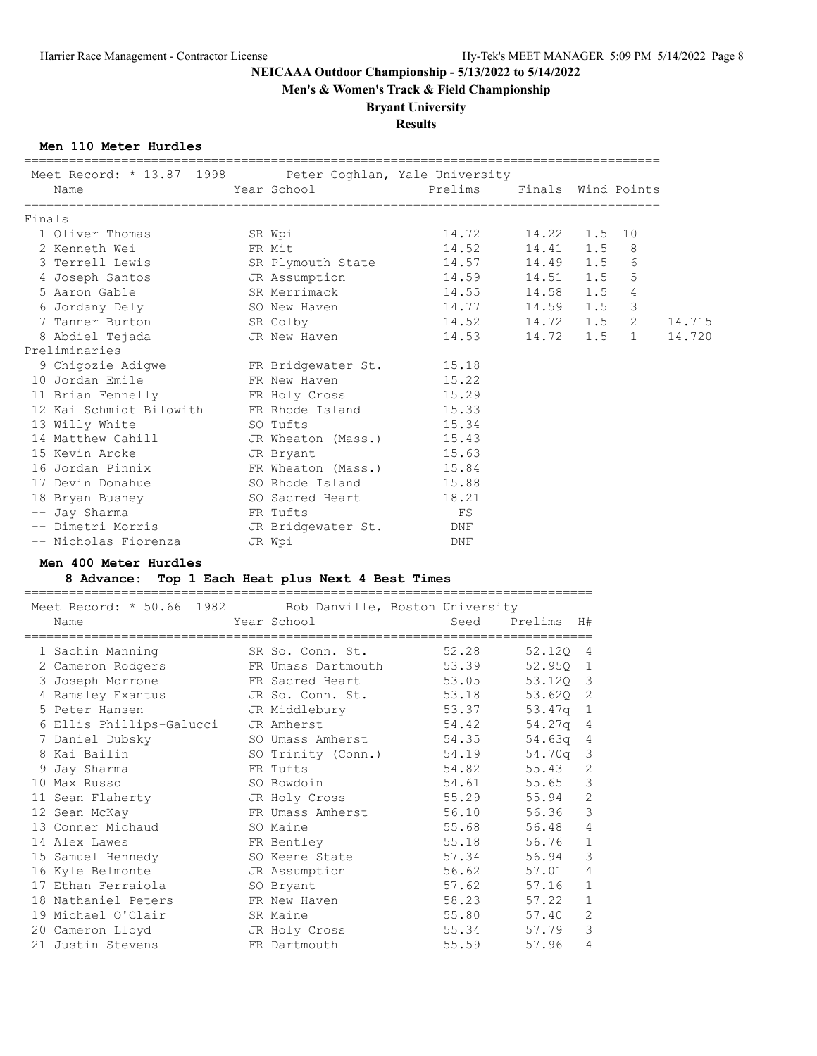# NEICAAA Outdoor Championship - 5/13/2022 to 5/14/2022

## Men's & Women's Track & Field Championship

## Bryant University

## Results

### Men 110 Meter Hurdles

Meet Record: * 13.87 1998 Peter Coghlan, Yale University

| Place | Name | Year | School | Prelims | Finals | Wind | Points | |
|---|---|---|---|---|---|---|---|---|
| **Finals** | | | | | | | | |
| 1 | Oliver Thomas | SR | Wpi | 14.72 | 14.22 | 1.5 | 10 | |
| 2 | Kenneth Wei | FR | Mit | 14.52 | 14.41 | 1.5 | 8 | |
| 3 | Terrell Lewis | SR | Plymouth State | 14.57 | 14.49 | 1.5 | 6 | |
| 4 | Joseph Santos | JR | Assumption | 14.59 | 14.51 | 1.5 | 5 | |
| 5 | Aaron Gable | SR | Merrimack | 14.55 | 14.58 | 1.5 | 4 | |
| 6 | Jordany Dely | SO | New Haven | 14.77 | 14.59 | 1.5 | 3 | |
| 7 | Tanner Burton | SR | Colby | 14.52 | 14.72 | 1.5 | 2 | 14.715 |
| 8 | Abdiel Tejada | JR | New Haven | 14.53 | 14.72 | 1.5 | 1 | 14.720 |
| **Preliminaries** | | | | | | | | |
| 9 | Chigozie Adigwe | FR | Bridgewater St. | 15.18 | | | | |
| 10 | Jordan Emile | FR | New Haven | 15.22 | | | | |
| 11 | Brian Fennelly | FR | Holy Cross | 15.29 | | | | |
| 12 | Kai Schmidt Bilowith | FR | Rhode Island | 15.33 | | | | |
| 13 | Willy White | SO | Tufts | 15.34 | | | | |
| 14 | Matthew Cahill | JR | Wheaton (Mass.) | 15.43 | | | | |
| 15 | Kevin Aroke | JR | Bryant | 15.63 | | | | |
| 16 | Jordan Pinnix | FR | Wheaton (Mass.) | 15.84 | | | | |
| 17 | Devin Donahue | SO | Rhode Island | 15.88 | | | | |
| 18 | Bryan Bushey | SO | Sacred Heart | 18.21 | | | | |
| -- | Jay Sharma | FR | Tufts | FS | | | | |
| -- | Dimetri Morris | JR | Bridgewater St. | DNF | | | | |
| -- | Nicholas Fiorenza | JR | Wpi | DNF | | | | |

### Men 400 Meter Hurdles

**8 Advance: Top 1 Each Heat plus Next 4 Best Times**

Meet Record: * 50.66 1982 Bob Danville, Boston University

| Place | Name | Year | School | Seed | Prelims | H# |
|---|---|---|---|---|---|---|
| 1 | Sachin Manning | SR | So. Conn. St. | 52.28 | 52.12Q | 4 |
| 2 | Cameron Rodgers | FR | Umass Dartmouth | 53.39 | 52.95Q | 1 |
| 3 | Joseph Morrone | FR | Sacred Heart | 53.05 | 53.12Q | 3 |
| 4 | Ramsley Exantus | JR | So. Conn. St. | 53.18 | 53.62Q | 2 |
| 5 | Peter Hansen | JR | Middlebury | 53.37 | 53.47q | 1 |
| 6 | Ellis Phillips-Galucci | JR | Amherst | 54.42 | 54.27q | 4 |
| 7 | Daniel Dubsky | SO | Umass Amherst | 54.35 | 54.63q | 4 |
| 8 | Kai Bailin | SO | Trinity (Conn.) | 54.19 | 54.70q | 3 |
| 9 | Jay Sharma | FR | Tufts | 54.82 | 55.43 | 2 |
| 10 | Max Russo | SO | Bowdoin | 54.61 | 55.65 | 3 |
| 11 | Sean Flaherty | JR | Holy Cross | 55.29 | 55.94 | 2 |
| 12 | Sean McKay | FR | Umass Amherst | 56.10 | 56.36 | 3 |
| 13 | Conner Michaud | SO | Maine | 55.68 | 56.48 | 4 |
| 14 | Alex Lawes | FR | Bentley | 55.18 | 56.76 | 1 |
| 15 | Samuel Hennedy | SO | Keene State | 57.34 | 56.94 | 3 |
| 16 | Kyle Belmonte | JR | Assumption | 56.62 | 57.01 | 4 |
| 17 | Ethan Ferraiola | SO | Bryant | 57.62 | 57.16 | 1 |
| 18 | Nathaniel Peters | FR | New Haven | 58.23 | 57.22 | 1 |
| 19 | Michael O'Clair | SR | Maine | 55.80 | 57.40 | 2 |
| 20 | Cameron Lloyd | JR | Holy Cross | 55.34 | 57.79 | 3 |
| 21 | Justin Stevens | FR | Dartmouth | 55.59 | 57.96 | 4 |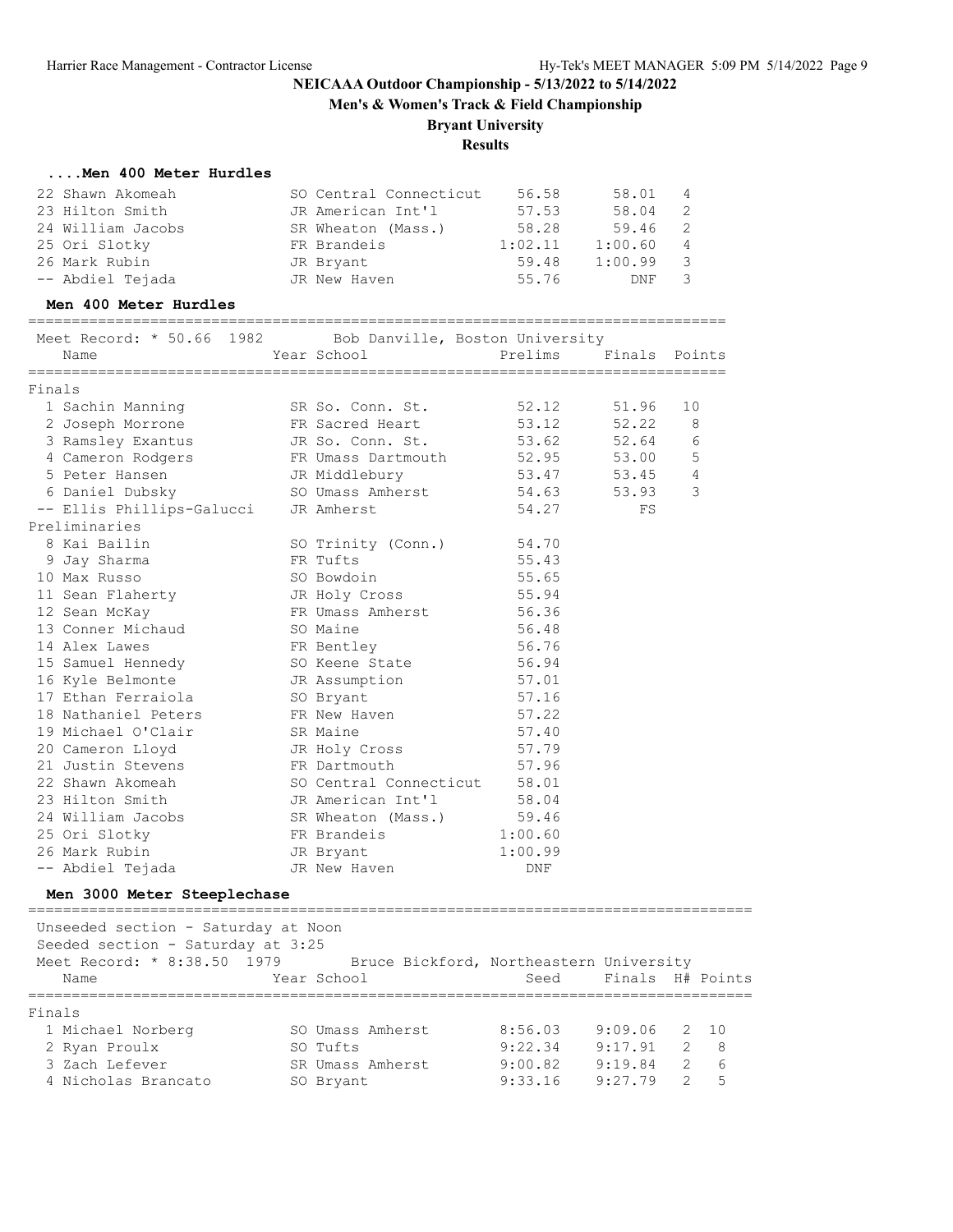NEICAAA Outdoor Championship - 5/13/2022 to 5/14/2022

Men's & Women's Track & Field Championship

Bryant University

Results

### ....Men 400 Meter Hurdles

| Place | Name | Year | School | Prelims | Finals | H# |
|---|---|---|---|---|---|---|
| 22 | Shawn Akomeah | SO | Central Connecticut | 56.58 | 58.01 | 4 |
| 23 | Hilton Smith | JR | American Int'l | 57.53 | 58.04 | 2 |
| 24 | William Jacobs | SR | Wheaton (Mass.) | 58.28 | 59.46 | 2 |
| 25 | Ori Slotky | FR | Brandeis | 1:02.11 | 1:00.60 | 4 |
| 26 | Mark Rubin | JR | Bryant | 59.48 | 1:00.99 | 3 |
| -- | Abdiel Tejada | JR | New Haven | 55.76 | DNF | 3 |

### Men 400 Meter Hurdles

Meet Record: * 50.66 1982 Bob Danville, Boston University

**Finals**

| Place | Name | Year | School | Prelims | Finals | Points |
|---|---|---|---|---|---|---|
| 1 | Sachin Manning | SR | So. Conn. St. | 52.12 | 51.96 | 10 |
| 2 | Joseph Morrone | FR | Sacred Heart | 53.12 | 52.22 | 8 |
| 3 | Ramsley Exantus | JR | So. Conn. St. | 53.62 | 52.64 | 6 |
| 4 | Cameron Rodgers | FR | Umass Dartmouth | 52.95 | 53.00 | 5 |
| 5 | Peter Hansen | JR | Middlebury | 53.47 | 53.45 | 4 |
| 6 | Daniel Dubsky | SO | Umass Amherst | 54.63 | 53.93 | 3 |
| -- | Ellis Phillips-Galucci | JR | Amherst | 54.27 | FS | |

**Preliminaries**

| Place | Name | Year | School | Prelims |
|---|---|---|---|---|
| 8 | Kai Bailin | SO | Trinity (Conn.) | 54.70 |
| 9 | Jay Sharma | FR | Tufts | 55.43 |
| 10 | Max Russo | SO | Bowdoin | 55.65 |
| 11 | Sean Flaherty | JR | Holy Cross | 55.94 |
| 12 | Sean McKay | FR | Umass Amherst | 56.36 |
| 13 | Conner Michaud | SO | Maine | 56.48 |
| 14 | Alex Lawes | FR | Bentley | 56.76 |
| 15 | Samuel Hennedy | SO | Keene State | 56.94 |
| 16 | Kyle Belmonte | JR | Assumption | 57.01 |
| 17 | Ethan Ferraiola | SO | Bryant | 57.16 |
| 18 | Nathaniel Peters | FR | New Haven | 57.22 |
| 19 | Michael O'Clair | SR | Maine | 57.40 |
| 20 | Cameron Lloyd | JR | Holy Cross | 57.79 |
| 21 | Justin Stevens | FR | Dartmouth | 57.96 |
| 22 | Shawn Akomeah | SO | Central Connecticut | 58.01 |
| 23 | Hilton Smith | JR | American Int'l | 58.04 |
| 24 | William Jacobs | SR | Wheaton (Mass.) | 59.46 |
| 25 | Ori Slotky | FR | Brandeis | 1:00.60 |
| 26 | Mark Rubin | JR | Bryant | 1:00.99 |
| -- | Abdiel Tejada | JR | New Haven | DNF |

### Men 3000 Meter Steeplechase

Unseeded section - Saturday at Noon
Seeded section - Saturday at 3:25
Meet Record: * 8:38.50 1979 Bruce Bickford, Northeastern University

**Finals**

| Place | Name | Year | School | Seed | Finals | H# | Points |
|---|---|---|---|---|---|---|---|
| 1 | Michael Norberg | SO | Umass Amherst | 8:56.03 | 9:09.06 | 2 | 10 |
| 2 | Ryan Proulx | SO | Tufts | 9:22.34 | 9:17.91 | 2 | 8 |
| 3 | Zach Lefever | SR | Umass Amherst | 9:00.82 | 9:19.84 | 2 | 6 |
| 4 | Nicholas Brancato | SO | Bryant | 9:33.16 | 9:27.79 | 2 | 5 |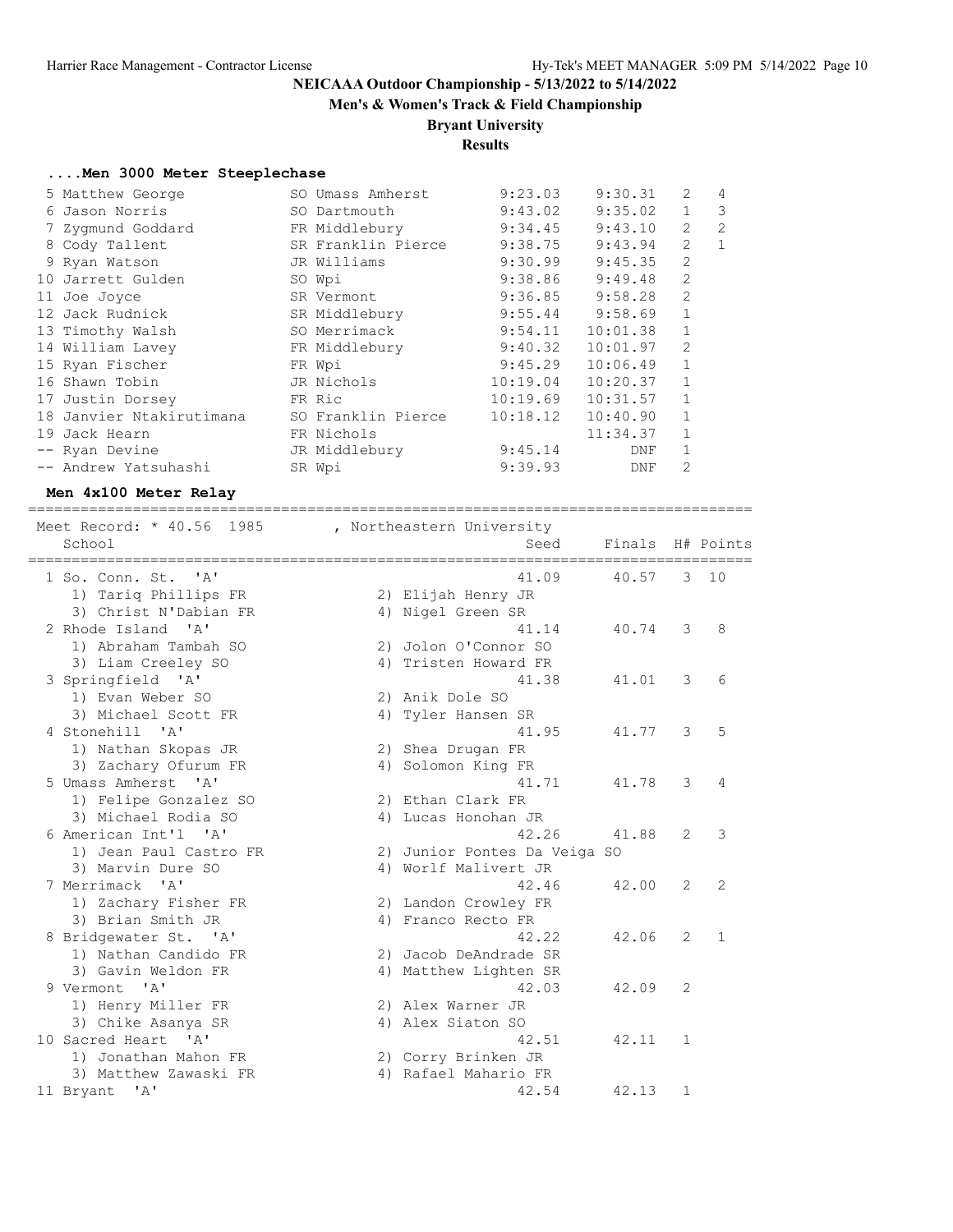## NEICAAA Outdoor Championship - 5/13/2022 to 5/14/2022

### Men's & Women's Track & Field Championship

### Bryant University

### Results

#### ....Men 3000 Meter Steeplechase

| Place | Name | Yr | School | Seed | Finals | H# | Points |
|---|---|---|---|---|---|---|---|
| 5 | Matthew George | SO | Umass Amherst | 9:23.03 | 9:30.31 | 2 | 4 |
| 6 | Jason Norris | SO | Dartmouth | 9:43.02 | 9:35.02 | 1 | 3 |
| 7 | Zygmund Goddard | FR | Middlebury | 9:34.45 | 9:43.10 | 2 | 2 |
| 8 | Cody Tallent | SR | Franklin Pierce | 9:38.75 | 9:43.94 | 2 | 1 |
| 9 | Ryan Watson | JR | Williams | 9:30.99 | 9:45.35 | 2 | |
| 10 | Jarrett Gulden | SO | Wpi | 9:38.86 | 9:49.48 | 2 | |
| 11 | Joe Joyce | SR | Vermont | 9:36.85 | 9:58.28 | 2 | |
| 12 | Jack Rudnick | SR | Middlebury | 9:55.44 | 9:58.69 | 1 | |
| 13 | Timothy Walsh | SO | Merrimack | 9:54.11 | 10:01.38 | 1 | |
| 14 | William Lavey | FR | Middlebury | 9:40.32 | 10:01.97 | 2 | |
| 15 | Ryan Fischer | FR | Wpi | 9:45.29 | 10:06.49 | 1 | |
| 16 | Shawn Tobin | JR | Nichols | 10:19.04 | 10:20.37 | 1 | |
| 17 | Justin Dorsey | FR | Ric | 10:19.69 | 10:31.57 | 1 | |
| 18 | Janvier Ntakirutimana | SO | Franklin Pierce | 10:18.12 | 10:40.90 | 1 | |
| 19 | Jack Hearn | FR | Nichols | | 11:34.37 | 1 | |
| -- | Ryan Devine | JR | Middlebury | 9:45.14 | DNF | 1 | |
| -- | Andrew Yatsuhashi | SR | Wpi | 9:39.93 | DNF | 2 | |

#### Men 4x100 Meter Relay

Meet Record: * 40.56 1985 , Northeastern University

| Place | School | Seed | Finals | H# | Points |
|---|---|---|---|---|---|
| 1 | So. Conn. St. 'A' | 41.09 | 40.57 | 3 | 10 |
| | 1) Tariq Phillips FR; 2) Elijah Henry JR; 3) Christ N'Dabian FR; 4) Nigel Green SR | | | | |
| 2 | Rhode Island 'A' | 41.14 | 40.74 | 3 | 8 |
| | 1) Abraham Tambah SO; 2) Jolon O'Connor SO; 3) Liam Creeley SO; 4) Tristen Howard FR | | | | |
| 3 | Springfield 'A' | 41.38 | 41.01 | 3 | 6 |
| | 1) Evan Weber SO; 2) Anik Dole SO; 3) Michael Scott FR; 4) Tyler Hansen SR | | | | |
| 4 | Stonehill 'A' | 41.95 | 41.77 | 3 | 5 |
| | 1) Nathan Skopas JR; 2) Shea Drugan FR; 3) Zachary Ofurum FR; 4) Solomon King FR | | | | |
| 5 | Umass Amherst 'A' | 41.71 | 41.78 | 3 | 4 |
| | 1) Felipe Gonzalez SO; 2) Ethan Clark FR; 3) Michael Rodia SO; 4) Lucas Honohan JR | | | | |
| 6 | American Int'l 'A' | 42.26 | 41.88 | 2 | 3 |
| | 1) Jean Paul Castro FR; 2) Junior Pontes Da Veiga SO; 3) Marvin Dure SO; 4) Worlf Malivert JR | | | | |
| 7 | Merrimack 'A' | 42.46 | 42.00 | 2 | 2 |
| | 1) Zachary Fisher FR; 2) Landon Crowley FR; 3) Brian Smith JR; 4) Franco Recto FR | | | | |
| 8 | Bridgewater St. 'A' | 42.22 | 42.06 | 2 | 1 |
| | 1) Nathan Candido FR; 2) Jacob DeAndrade SR; 3) Gavin Weldon FR; 4) Matthew Lighten SR | | | | |
| 9 | Vermont 'A' | 42.03 | 42.09 | 2 | |
| | 1) Henry Miller FR; 2) Alex Warner JR; 3) Chike Asanya SR; 4) Alex Siaton SO | | | | |
| 10 | Sacred Heart 'A' | 42.51 | 42.11 | 1 | |
| | 1) Jonathan Mahon FR; 2) Corry Brinken JR; 3) Matthew Zawaski FR; 4) Rafael Mahario FR | | | | |
| 11 | Bryant 'A' | 42.54 | 42.13 | 1 | |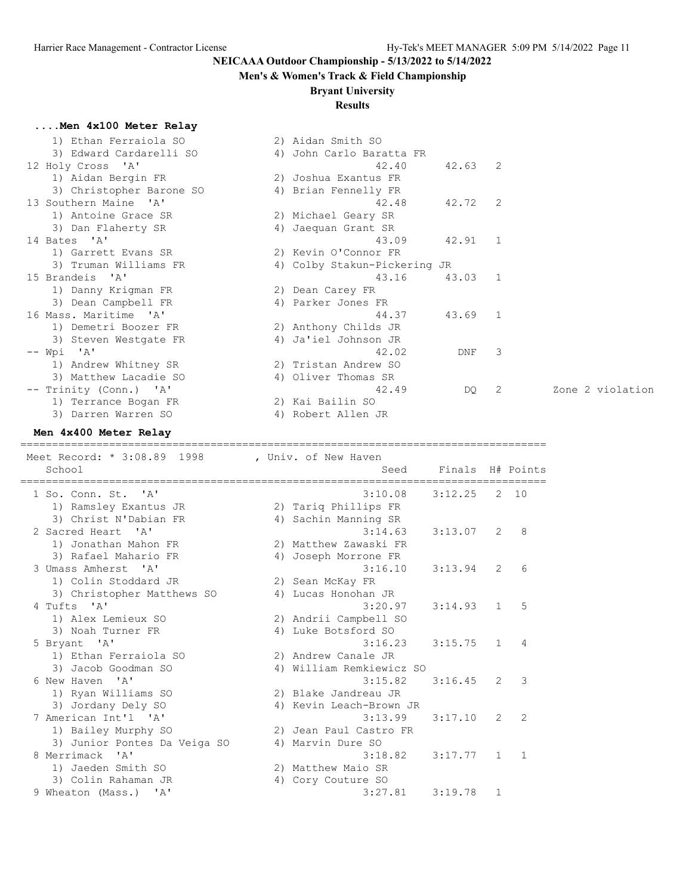# NEICAAA Outdoor Championship - 5/13/2022 to 5/14/2022

## Men's & Women's Track & Field Championship

### Bryant University

### Results

#### ....Men 4x100 Meter Relay

| Place | School | Seed | Finals | H# | Points | Notes |
|---|---|---|---|---|---|---|
| | 1) Ethan Ferraiola SO; 2) Aidan Smith SO; 3) Edward Cardarelli SO; 4) John Carlo Baratta FR | | | | | |
| 12 | Holy Cross 'A' | 42.40 | 42.63 | 2 | | |
| | 1) Aidan Bergin FR; 2) Joshua Exantus FR; 3) Christopher Barone SO; 4) Brian Fennelly FR | | | | | |
| 13 | Southern Maine 'A' | 42.48 | 42.72 | 2 | | |
| | 1) Antoine Grace SR; 2) Michael Geary SR; 3) Dan Flaherty SR; 4) Jaequan Grant SR | | | | | |
| 14 | Bates 'A' | 43.09 | 42.91 | 1 | | |
| | 1) Garrett Evans SR; 2) Kevin O'Connor FR; 3) Truman Williams FR; 4) Colby Stakun-Pickering JR | | | | | |
| 15 | Brandeis 'A' | 43.16 | 43.03 | 1 | | |
| | 1) Danny Krigman FR; 2) Dean Carey FR; 3) Dean Campbell FR; 4) Parker Jones FR | | | | | |
| 16 | Mass. Maritime 'A' | 44.37 | 43.69 | 1 | | |
| | 1) Demetri Boozer FR; 2) Anthony Childs JR; 3) Steven Westgate FR; 4) Ja'iel Johnson JR | | | | | |
| -- | Wpi 'A' | 42.02 | DNF | 3 | | |
| | 1) Andrew Whitney SR; 2) Tristan Andrew SO; 3) Matthew Lacadie SO; 4) Oliver Thomas SR | | | | | |
| -- | Trinity (Conn.) 'A' | 42.49 | DQ | 2 | | Zone 2 violation |
| | 1) Terrance Bogan FR; 2) Kai Bailin SO; 3) Darren Warren SO; 4) Robert Allen JR | | | | | |

#### Men 4x400 Meter Relay

Meet Record: * 3:08.89 1998 , Univ. of New Haven

| Place | School | Seed | Finals | H# | Points |
|---|---|---|---|---|---|
| 1 | So. Conn. St. 'A' | 3:10.08 | 3:12.25 | 2 | 10 |
| | 1) Ramsley Exantus JR; 2) Tariq Phillips FR; 3) Christ N'Dabian FR; 4) Sachin Manning SR | | | | |
| 2 | Sacred Heart 'A' | 3:14.63 | 3:13.07 | 2 | 8 |
| | 1) Jonathan Mahon FR; 2) Matthew Zawaski FR; 3) Rafael Mahario FR; 4) Joseph Morrone FR | | | | |
| 3 | Umass Amherst 'A' | 3:16.10 | 3:13.94 | 2 | 6 |
| | 1) Colin Stoddard JR; 2) Sean McKay FR; 3) Christopher Matthews SO; 4) Lucas Honohan JR | | | | |
| 4 | Tufts 'A' | 3:20.97 | 3:14.93 | 1 | 5 |
| | 1) Alex Lemieux SO; 2) Andrii Campbell SO; 3) Noah Turner FR; 4) Luke Botsford SO | | | | |
| 5 | Bryant 'A' | 3:16.23 | 3:15.75 | 1 | 4 |
| | 1) Ethan Ferraiola SO; 2) Andrew Canale JR; 3) Jacob Goodman SO; 4) William Remkiewicz SO | | | | |
| 6 | New Haven 'A' | 3:15.82 | 3:16.45 | 2 | 3 |
| | 1) Ryan Williams SO; 2) Blake Jandreau JR; 3) Jordany Dely SO; 4) Kevin Leach-Brown JR | | | | |
| 7 | American Int'l 'A' | 3:13.99 | 3:17.10 | 2 | 2 |
| | 1) Bailey Murphy SO; 2) Jean Paul Castro FR; 3) Junior Pontes Da Veiga SO; 4) Marvin Dure SO | | | | |
| 8 | Merrimack 'A' | 3:18.82 | 3:17.77 | 1 | 1 |
| | 1) Jaeden Smith SO; 2) Matthew Maio SR; 3) Colin Rahaman JR; 4) Cory Couture SO | | | | |
| 9 | Wheaton (Mass.) 'A' | 3:27.81 | 3:19.78 | 1 | |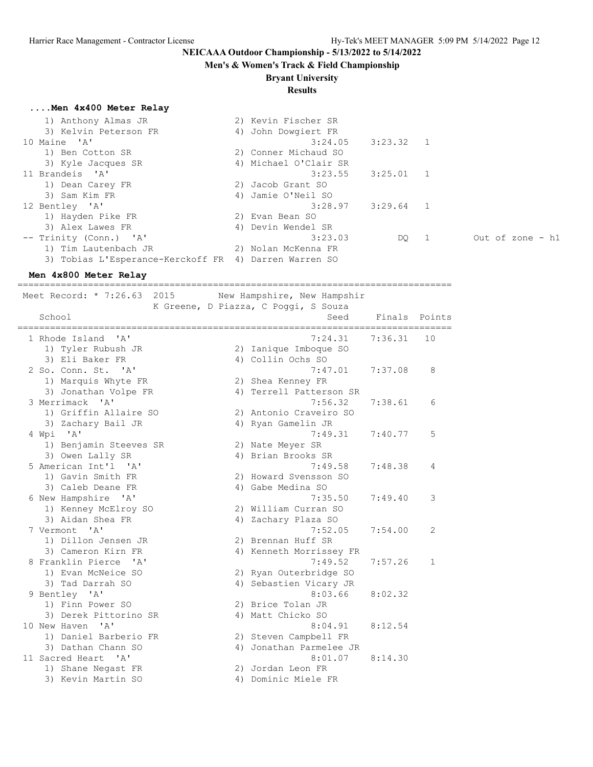# NEICAAA Outdoor Championship - 5/13/2022 to 5/14/2022

## Men's & Women's Track & Field Championship

## Bryant University

## Results

### ....Men 4x400 Meter Relay

```
    1) Anthony Almas JR                2) Kevin Fischer SR
    3) Kelvin Peterson FR              4) John Dowgiert FR
 10 Maine  'A'                                  3:24.05    3:23.32   1
    1) Ben Cotton SR                   2) Conner Michaud SO
    3) Kyle Jacques SR                 4) Michael O'Clair SR
 11 Brandeis  'A'                               3:23.55    3:25.01   1
    1) Dean Carey FR                   2) Jacob Grant SO
    3) Sam Kim FR                      4) Jamie O'Neil SO
 12 Bentley  'A'                                3:28.97    3:29.64   1
    1) Hayden Pike FR                  2) Evan Bean SO
    3) Alex Lawes FR                   4) Devin Wendel SR
 -- Trinity (Conn.)  'A'                        3:23.03         DQ   1       Out of zone - h1
    1) Tim Lautenbach JR               2) Nolan McKenna FR
    3) Tobias L'Esperance-Kerckoff FR  4) Darren Warren SO
```

### Men 4x800 Meter Relay

```
=============================================================================
 Meet Record: * 7:26.63  2015        New Hampshire, New Hampshir
                         K Greene, D Piazza, C Poggi, S Souza
    School                                          Seed     Finals  Points
=============================================================================
  1 Rhode Island  'A'                            7:24.31    7:36.31   10
     1) Tyler Rubush JR                2) Ianique Imboque SO
     3) Eli Baker FR                   4) Collin Ochs SO
  2 So. Conn. St.  'A'                           7:47.01    7:37.08    8
     1) Marquis Whyte FR               2) Shea Kenney FR
     3) Jonathan Volpe FR              4) Terrell Patterson SR
  3 Merrimack  'A'                               7:56.32    7:38.61    6
     1) Griffin Allaire SO             2) Antonio Craveiro SO
     3) Zachary Bail JR                4) Ryan Gamelin JR
  4 Wpi  'A'                                     7:49.31    7:40.77    5
     1) Benjamin Steeves SR            2) Nate Meyer SR
     3) Owen Lally SR                  4) Brian Brooks SR
  5 American Int'l  'A'                          7:49.58    7:48.38    4
     1) Gavin Smith FR                 2) Howard Svensson SO
     3) Caleb Deane FR                 4) Gabe Medina SO
  6 New Hampshire  'A'                           7:35.50    7:49.40    3
     1) Kenney McElroy SO              2) William Curran SO
     3) Aidan Shea FR                  4) Zachary Plaza SO
  7 Vermont  'A'                                 7:52.05    7:54.00    2
     1) Dillon Jensen JR               2) Brennan Huff SR
     3) Cameron Kirn FR                4) Kenneth Morrissey FR
  8 Franklin Pierce  'A'                         7:49.52    7:57.26    1
     1) Evan McNeice SO                2) Ryan Outerbridge SO
     3) Tad Darrah SO                  4) Sebastien Vicary JR
  9 Bentley  'A'                                 8:03.66    8:02.32
     1) Finn Power SO                  2) Brice Tolan JR
     3) Derek Pittorino SR             4) Matt Chicko SO
 10 New Haven  'A'                               8:04.91    8:12.54
     1) Daniel Barberio FR             2) Steven Campbell FR
     3) Dathan Chann SO                4) Jonathan Parmelee JR
 11 Sacred Heart  'A'                            8:01.07    8:14.30
     1) Shane Negast FR                2) Jordan Leon FR
     3) Kevin Martin SO                4) Dominic Miele FR
```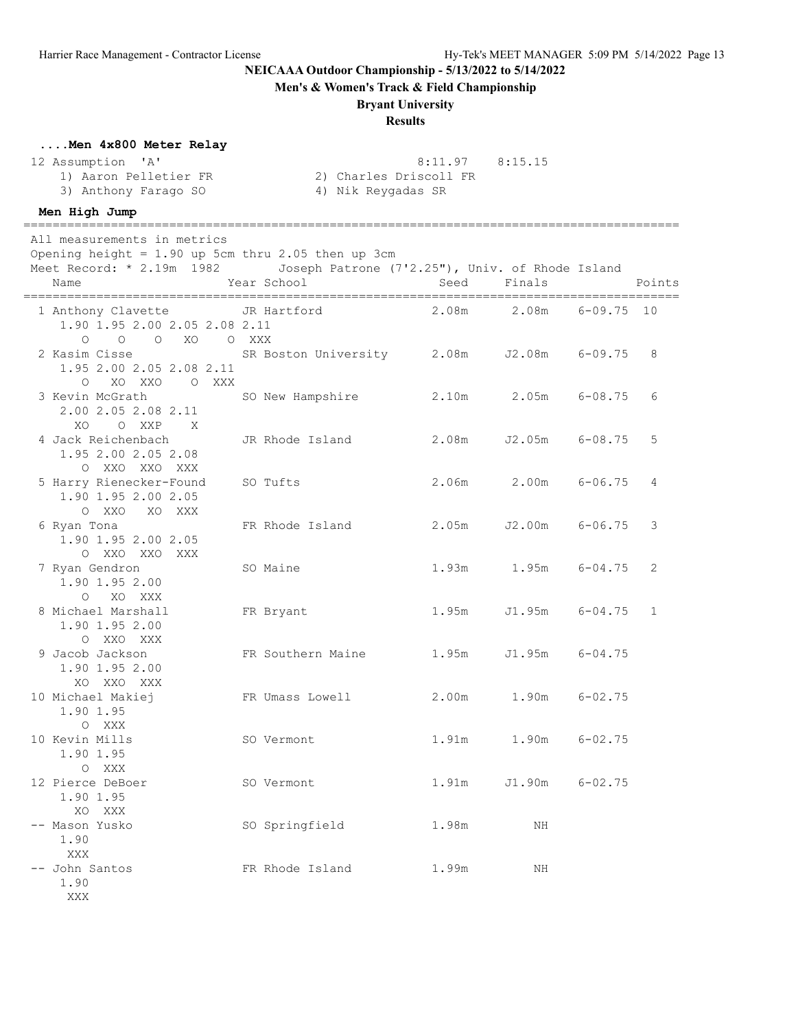# NEICAAA Outdoor Championship - 5/13/2022 to 5/14/2022

## Men's & Women's Track & Field Championship

## Bryant University

## Results

### ....Men 4x800 Meter Relay

```
12 Assumption  'A'                                   8:11.97    8:15.15
   1) Aaron Pelletier FR              2) Charles Driscoll FR
   3) Anthony Farago SO               4) Nik Reygadas SR
```

### Men High Jump

```
=========================================================================================
All measurements in metrics
Opening height = 1.90 up 5cm thru 2.05 then up 3cm
Meet Record: * 2.19m  1982       Joseph Patrone (7'2.25"), Univ. of Rhode Island
  Name                    Year School                  Seed     Finals             Points
=========================================================================================
 1 Anthony Clavette        JR Hartford               2.08m      2.08m    6-09.75  10
    1.90 1.95 2.00 2.05 2.08 2.11
      O    O    O   XO    O  XXX
 2 Kasim Cisse             SR Boston University      2.08m     J2.08m    6-09.75   8
    1.95 2.00 2.05 2.08 2.11
      O   XO  XXO    O  XXX
 3 Kevin McGrath           SO New Hampshire          2.10m      2.05m    6-08.75   6
    2.00 2.05 2.08 2.11
     XO    O  XXP    X
 4 Jack Reichenbach        JR Rhode Island           2.08m     J2.05m    6-08.75   5
    1.95 2.00 2.05 2.08
      O  XXO  XXO  XXX
 5 Harry Rienecker-Found   SO Tufts                  2.06m      2.00m    6-06.75   4
    1.90 1.95 2.00 2.05
      O  XXO   XO  XXX
 6 Ryan Tona               FR Rhode Island           2.05m     J2.00m    6-06.75   3
    1.90 1.95 2.00 2.05
      O  XXO  XXO  XXX
 7 Ryan Gendron            SO Maine                  1.93m      1.95m    6-04.75   2
    1.90 1.95 2.00
      O   XO  XXX
 8 Michael Marshall        FR Bryant                 1.95m     J1.95m    6-04.75   1
    1.90 1.95 2.00
      O  XXO  XXX
 9 Jacob Jackson           FR Southern Maine         1.95m     J1.95m    6-04.75
    1.90 1.95 2.00
     XO  XXO  XXX
10 Michael Makiej          FR Umass Lowell           2.00m      1.90m    6-02.75
    1.90 1.95
      O  XXX
10 Kevin Mills             SO Vermont                1.91m      1.90m    6-02.75
    1.90 1.95
      O  XXX
12 Pierce DeBoer           SO Vermont                1.91m     J1.90m    6-02.75
    1.90 1.95
     XO  XXX
-- Mason Yusko             SO Springfield            1.98m         NH
    1.90
     XXX
-- John Santos             FR Rhode Island           1.99m         NH
    1.90
     XXX
```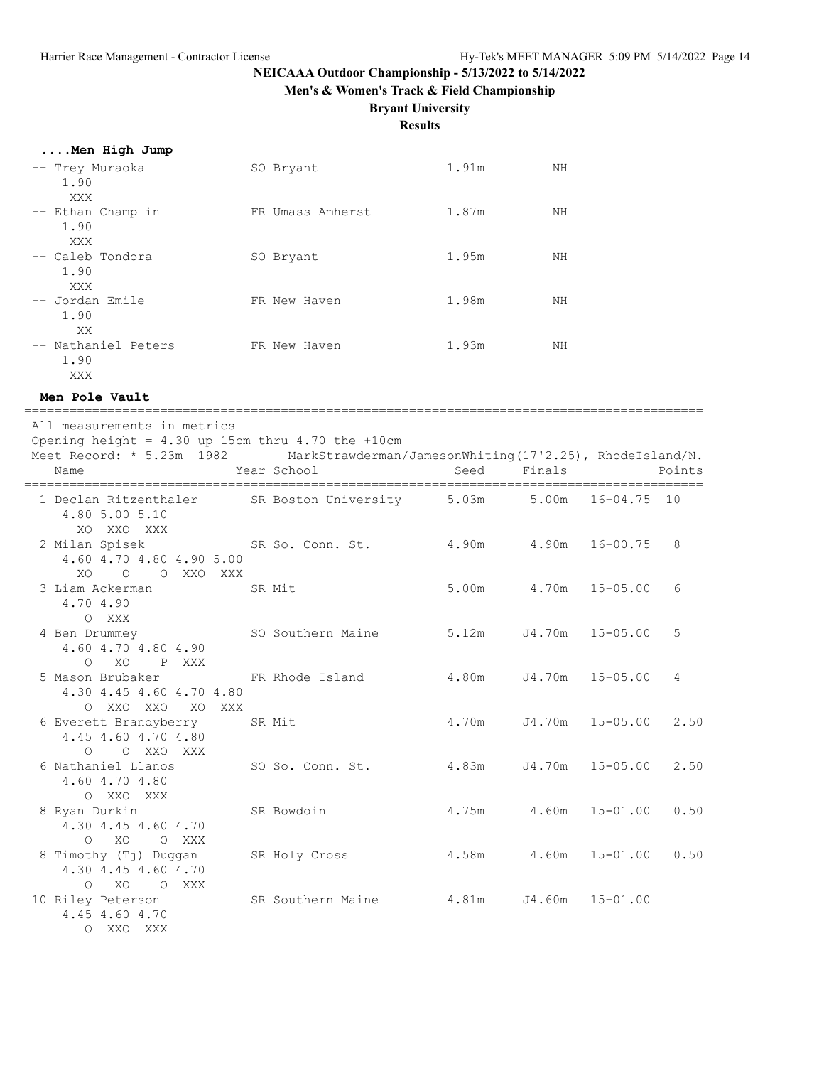NEICAAA Outdoor Championship - 5/13/2022 to 5/14/2022

Men's & Women's Track & Field Championship

Bryant University

Results

### ....Men High Jump

| Place | Name | Year | School | Seed | Finals |
|---|---|---|---|---|---|
| -- | Trey Muraoka | SO | Bryant | 1.91m | NH |
| | 1.90 | | | | |
| | XXX | | | | |
| -- | Ethan Champlin | FR | Umass Amherst | 1.87m | NH |
| | 1.90 | | | | |
| | XXX | | | | |
| -- | Caleb Tondora | SO | Bryant | 1.95m | NH |
| | 1.90 | | | | |
| | XXX | | | | |
| -- | Jordan Emile | FR | New Haven | 1.98m | NH |
| | 1.90 | | | | |
| | XX | | | | |
| -- | Nathaniel Peters | FR | New Haven | 1.93m | NH |
| | 1.90 | | | | |
| | XXX | | | | |

### Men Pole Vault

All measurements in metrics
Opening height = 4.30 up 15cm thru 4.70 the +10cm
Meet Record: * 5.23m 1982 MarkStrawderman/JamesonWhiting(17'2.25), RhodeIsland/N.

| Place | Name | Year | School | Seed | Finals | | Points |
|---|---|---|---|---|---|---|---|
| 1 | Declan Ritzenthaler | SR | Boston University | 5.03m | 5.00m | 16-04.75 | 10 |
| | 4.80 5.00 5.10 | | | | | | |
| | XO XXO XXX | | | | | | |
| 2 | Milan Spisek | SR | So. Conn. St. | 4.90m | 4.90m | 16-00.75 | 8 |
| | 4.60 4.70 4.80 4.90 5.00 | | | | | | |
| | XO O O XXO XXX | | | | | | |
| 3 | Liam Ackerman | SR | Mit | 5.00m | 4.70m | 15-05.00 | 6 |
| | 4.70 4.90 | | | | | | |
| | O XXX | | | | | | |
| 4 | Ben Drummey | SO | Southern Maine | 5.12m | J4.70m | 15-05.00 | 5 |
| | 4.60 4.70 4.80 4.90 | | | | | | |
| | O XO P XXX | | | | | | |
| 5 | Mason Brubaker | FR | Rhode Island | 4.80m | J4.70m | 15-05.00 | 4 |
| | 4.30 4.45 4.60 4.70 4.80 | | | | | | |
| | O XXO XXO XO XXX | | | | | | |
| 6 | Everett Brandyberry | SR | Mit | 4.70m | J4.70m | 15-05.00 | 2.50 |
| | 4.45 4.60 4.70 4.80 | | | | | | |
| | O O XXO XXX | | | | | | |
| 6 | Nathaniel Llanos | SO | So. Conn. St. | 4.83m | J4.70m | 15-05.00 | 2.50 |
| | 4.60 4.70 4.80 | | | | | | |
| | O XXO XXX | | | | | | |
| 8 | Ryan Durkin | SR | Bowdoin | 4.75m | 4.60m | 15-01.00 | 0.50 |
| | 4.30 4.45 4.60 4.70 | | | | | | |
| | O XO O XXX | | | | | | |
| 8 | Timothy (Tj) Duggan | SR | Holy Cross | 4.58m | 4.60m | 15-01.00 | 0.50 |
| | 4.30 4.45 4.60 4.70 | | | | | | |
| | O XO O XXX | | | | | | |
| 10 | Riley Peterson | SR | Southern Maine | 4.81m | J4.60m | 15-01.00 | |
| | 4.45 4.60 4.70 | | | | | | |
| | O XXO XXX | | | | | | |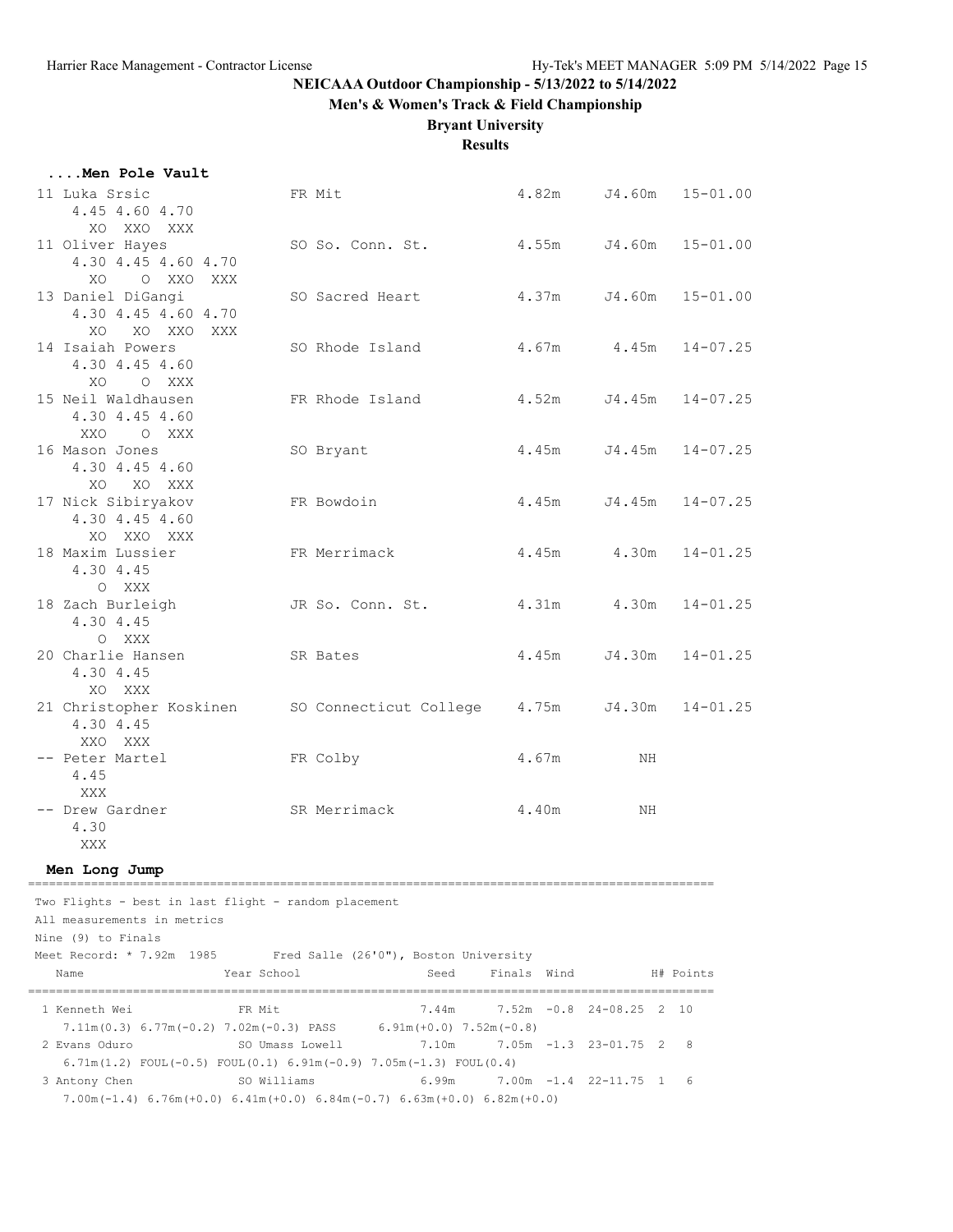## NEICAAA Outdoor Championship - 5/13/2022 to 5/14/2022

### Men's & Women's Track & Field Championship

### Bryant University

### Results

#### ....Men Pole Vault

```
 11 Luka Srsic                 FR Mit                      4.82m     J4.60m   15-01.00 
     4.45 4.60 4.70
       XO  XXO  XXX
 11 Oliver Hayes               SO So. Conn. St.            4.55m     J4.60m   15-01.00 
     4.30 4.45 4.60 4.70
       XO    O  XXO  XXX
 13 Daniel DiGangi             SO Sacred Heart             4.37m     J4.60m   15-01.00 
     4.30 4.45 4.60 4.70
       XO   XO  XXO  XXX
 14 Isaiah Powers              SO Rhode Island             4.67m      4.45m   14-07.25 
     4.30 4.45 4.60
       XO    O  XXX
 15 Neil Waldhausen            FR Rhode Island             4.52m     J4.45m   14-07.25 
     4.30 4.45 4.60
      XXO    O  XXX
 16 Mason Jones                SO Bryant                   4.45m     J4.45m   14-07.25 
     4.30 4.45 4.60
       XO   XO  XXX
 17 Nick Sibiryakov            FR Bowdoin                  4.45m     J4.45m   14-07.25 
     4.30 4.45 4.60
       XO  XXO  XXX
 18 Maxim Lussier              FR Merrimack                4.45m      4.30m   14-01.25 
     4.30 4.45
        O  XXX
 18 Zach Burleigh              JR So. Conn. St.            4.31m      4.30m   14-01.25 
     4.30 4.45
        O  XXX
 20 Charlie Hansen             SR Bates                    4.45m     J4.30m   14-01.25 
     4.30 4.45
       XO  XXX
 21 Christopher Koskinen       SO Connecticut College      4.75m     J4.30m   14-01.25 
     4.30 4.45
      XXO  XXX
 -- Peter Martel               FR Colby                    4.67m         NH 
     4.45
      XXX
 -- Drew Gardner               SR Merrimack                4.40m         NH 
     4.30
      XXX
```

#### Men Long Jump

```
=============================================================================================
 Two Flights - best in last flight - random placement
 All measurements in metrics
 Nine (9) to Finals
 Meet Record: * 7.92m  1985       Fred Salle (26'0"), Boston University
    Name                   Year School                  Seed     Finals  Wind          H# Points
=============================================================================================
  1 Kenneth Wei              FR Mit                      7.44m      7.52m  -0.8  24-08.25  2  10   
     7.11m(0.3) 6.77m(-0.2) 7.02m(-0.3) PASS      6.91m(+0.0) 7.52m(-0.8)
  2 Evans Oduro              SO Umass Lowell             7.10m      7.05m  -1.3  23-01.75  2   8   
     6.71m(1.2) FOUL(-0.5) FOUL(0.1) 6.91m(-0.9) 7.05m(-1.3) FOUL(0.4)
  3 Antony Chen              SO Williams                 6.99m      7.00m  -1.4  22-11.75  1   6   
     7.00m(-1.4) 6.76m(+0.0) 6.41m(+0.0) 6.84m(-0.7) 6.63m(+0.0) 6.82m(+0.0)
```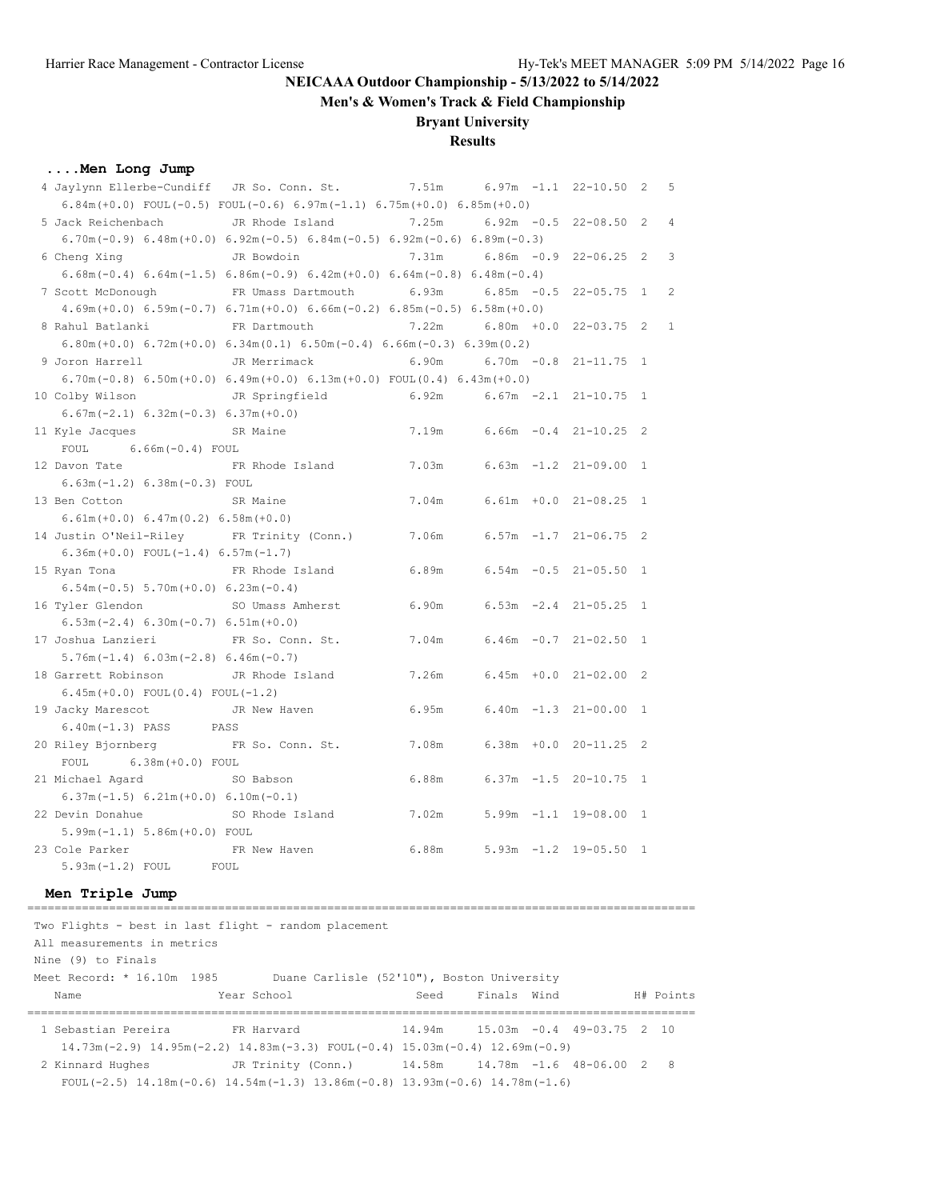## NEICAAA Outdoor Championship - 5/13/2022 to 5/14/2022

### Men's & Women's Track & Field Championship

### Bryant University

### Results

#### ....Men Long Jump

```
  4 Jaylynn Ellerbe-Cundiff   JR So. Conn. St.          7.51m      6.97m  -1.1  22-10.50  2   5
     6.84m(+0.0) FOUL(-0.5) FOUL(-0.6) 6.97m(-1.1) 6.75m(+0.0) 6.85m(+0.0)
  5 Jack Reichenbach          JR Rhode Island           7.25m      6.92m  -0.5  22-08.50  2   4
     6.70m(-0.9) 6.48m(+0.0) 6.92m(-0.5) 6.84m(-0.5) 6.92m(-0.6) 6.89m(-0.3)
  6 Cheng Xing                JR Bowdoin                7.31m      6.86m  -0.9  22-06.25  2   3
     6.68m(-0.4) 6.64m(-1.5) 6.86m(-0.9) 6.42m(+0.0) 6.64m(-0.8) 6.48m(-0.4)
  7 Scott McDonough           FR Umass Dartmouth        6.93m      6.85m  -0.5  22-05.75  1   2
     4.69m(+0.0) 6.59m(-0.7) 6.71m(+0.0) 6.66m(-0.2) 6.85m(-0.5) 6.58m(+0.0)
  8 Rahul Batlanki            FR Dartmouth              7.22m      6.80m  +0.0  22-03.75  2   1
     6.80m(+0.0) 6.72m(+0.0) 6.34m(0.1) 6.50m(-0.4) 6.66m(-0.3) 6.39m(0.2)
  9 Joron Harrell             JR Merrimack              6.90m      6.70m  -0.8  21-11.75  1
     6.70m(-0.8) 6.50m(+0.0) 6.49m(+0.0) 6.13m(+0.0) FOUL(0.4) 6.43m(+0.0)
 10 Colby Wilson              JR Springfield            6.92m      6.67m  -2.1  21-10.75  1
     6.67m(-2.1) 6.32m(-0.3) 6.37m(+0.0)
 11 Kyle Jacques              SR Maine                  7.19m      6.66m  -0.4  21-10.25  2
     FOUL      6.66m(-0.4) FOUL
 12 Davon Tate                FR Rhode Island           7.03m      6.63m  -1.2  21-09.00  1
     6.63m(-1.2) 6.38m(-0.3) FOUL
 13 Ben Cotton                SR Maine                  7.04m      6.61m  +0.0  21-08.25  1
     6.61m(+0.0) 6.47m(0.2) 6.58m(+0.0)
 14 Justin O'Neil-Riley       FR Trinity (Conn.)        7.06m      6.57m  -1.7  21-06.75  2
     6.36m(+0.0) FOUL(-1.4) 6.57m(-1.7)
 15 Ryan Tona                 FR Rhode Island           6.89m      6.54m  -0.5  21-05.50  1
     6.54m(-0.5) 5.70m(+0.0) 6.23m(-0.4)
 16 Tyler Glendon             SO Umass Amherst          6.90m      6.53m  -2.4  21-05.25  1
     6.53m(-2.4) 6.30m(-0.7) 6.51m(+0.0)
 17 Joshua Lanzieri           FR So. Conn. St.          7.04m      6.46m  -0.7  21-02.50  1
     5.76m(-1.4) 6.03m(-2.8) 6.46m(-0.7)
 18 Garrett Robinson          JR Rhode Island           7.26m      6.45m  +0.0  21-02.00  2
     6.45m(+0.0) FOUL(0.4) FOUL(-1.2)
 19 Jacky Marescot            JR New Haven              6.95m      6.40m  -1.3  21-00.00  1
     6.40m(-1.3) PASS      PASS
 20 Riley Bjornberg           FR So. Conn. St.          7.08m      6.38m  +0.0  20-11.25  2
     FOUL      6.38m(+0.0) FOUL
 21 Michael Agard             SO Babson                 6.88m      6.37m  -1.5  20-10.75  1
     6.37m(-1.5) 6.21m(+0.0) 6.10m(-0.1)
 22 Devin Donahue             SO Rhode Island           7.02m      5.99m  -1.1  19-08.00  1
     5.99m(-1.1) 5.86m(+0.0) FOUL
 23 Cole Parker               FR New Haven              6.88m      5.93m  -1.2  19-05.50  1
     5.93m(-1.2) FOUL      FOUL
```

#### Men Triple Jump

```
===============================================================================================
 Two Flights - best in last flight - random placement
 All measurements in metrics
 Nine (9) to Finals
 Meet Record: * 16.10m  1985        Duane Carlisle (52'10"), Boston University
    Name                    Year School                 Seed     Finals  Wind            H# Points
===============================================================================================
  1 Sebastian Pereira        FR Harvard                14.94m     15.03m  -0.4  49-03.75  2  10
     14.73m(-2.9) 14.95m(-2.2) 14.83m(-3.3) FOUL(-0.4) 15.03m(-0.4) 12.69m(-0.9)
  2 Kinnard Hughes           JR Trinity (Conn.)        14.58m     14.78m  -1.6  48-06.00  2   8
     FOUL(-2.5) 14.18m(-0.6) 14.54m(-1.3) 13.86m(-0.8) 13.93m(-0.6) 14.78m(-1.6)
```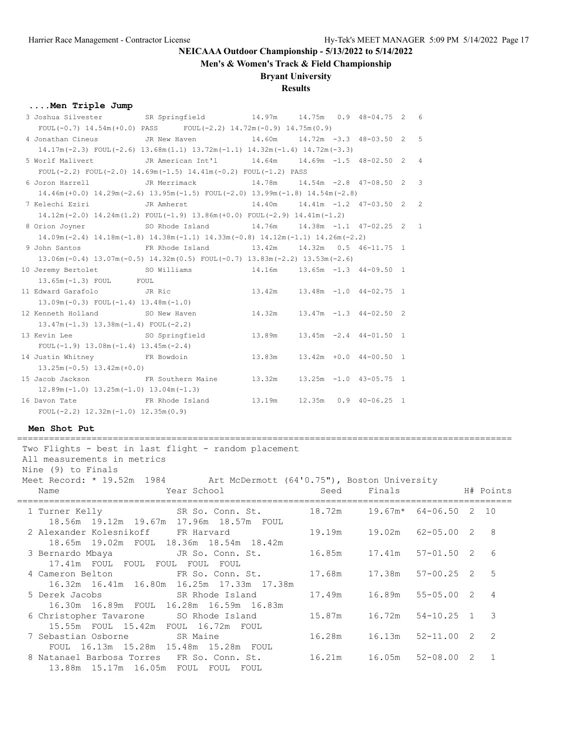## NEICAAA Outdoor Championship - 5/13/2022 to 5/14/2022

### Men's & Women's Track & Field Championship

### Bryant University

### Results

#### ....Men Triple Jump

```
 3 Joshua Silvester        SR Springfield          14.97m    14.75m  0.9  48-04.75  2   6
    FOUL(-0.7) 14.54m(+0.0) PASS      FOUL(-2.2) 14.72m(-0.9) 14.75m(0.9)
 4 Jonathan Cineus         JR New Haven            14.60m    14.72m -3.3  48-03.50  2   5
    14.17m(-2.3) FOUL(-2.6) 13.68m(1.1) 13.72m(-1.1) 14.32m(-1.4) 14.72m(-3.3)
 5 Worlf Malivert          JR American Int'l       14.64m    14.69m -1.5  48-02.50  2   4
    FOUL(-2.2) FOUL(-2.0) 14.69m(-1.5) 14.41m(-0.2) FOUL(-1.2) PASS
 6 Joron Harrell           JR Merrimack            14.78m    14.54m -2.8  47-08.50  2   3
    14.46m(+0.0) 14.29m(-2.6) 13.95m(-1.5) FOUL(-2.0) 13.99m(-1.8) 14.54m(-2.8)
 7 Kelechi Eziri           JR Amherst              14.40m    14.41m -1.2  47-03.50  2   2
    14.12m(-2.0) 14.24m(1.2) FOUL(-1.9) 13.86m(+0.0) FOUL(-2.9) 14.41m(-1.2)
 8 Orion Joyner            SO Rhode Island         14.76m    14.38m -1.1  47-02.25  2   1
    14.09m(-2.4) 14.18m(-1.8) 14.38m(-1.1) 14.33m(-0.8) 14.12m(-1.1) 14.26m(-2.2)
 9 John Santos             FR Rhode Island         13.42m    14.32m  0.5  46-11.75  1
    13.06m(-0.4) 13.07m(-0.5) 14.32m(0.5) FOUL(-0.7) 13.83m(-2.2) 13.53m(-2.6)
10 Jeremy Bertolet         SO Williams             14.16m    13.65m -1.3  44-09.50  1
    13.65m(-1.3) FOUL      FOUL
11 Edward Garafolo         JR Ric                  13.42m    13.48m -1.0  44-02.75  1
    13.09m(-0.3) FOUL(-1.4) 13.48m(-1.0)
12 Kenneth Holland         SO New Haven            14.32m    13.47m -1.3  44-02.50  2
    13.47m(-1.3) 13.38m(-1.4) FOUL(-2.2)
13 Kevin Lee               SO Springfield          13.89m    13.45m -2.4  44-01.50  1
    FOUL(-1.9) 13.08m(-1.4) 13.45m(-2.4)
14 Justin Whitney          FR Bowdoin              13.83m    13.42m +0.0  44-00.50  1
    13.25m(-0.5) 13.42m(+0.0)
15 Jacob Jackson           FR Southern Maine       13.32m    13.25m -1.0  43-05.75  1
    12.89m(-1.0) 13.25m(-1.0) 13.04m(-1.3)
16 Davon Tate              FR Rhode Island         13.19m    12.35m  0.9  40-06.25  1
    FOUL(-2.2) 12.32m(-1.0) 12.35m(0.9)
```

#### Men Shot Put

```
============================================================================================
 Two Flights - best in last flight - random placement
 All measurements in metrics
 Nine (9) to Finals
 Meet Record: * 19.52m  1984       Art McDermott (64'0.75"), Boston University
    Name                    Year School                Seed     Finals            H# Points
============================================================================================
  1 Turner Kelly              SR So. Conn. St.         18.72m    19.67m*  64-06.50  2  10
      18.56m  19.12m  19.67m  17.96m  18.57m  FOUL
  2 Alexander Kolesnikoff     FR Harvard               19.19m    19.02m   62-05.00  2   8
      18.65m  19.02m  FOUL  18.36m  18.54m  18.42m
  3 Bernardo Mbaya            JR So. Conn. St.         16.85m    17.41m   57-01.50  2   6
      17.41m  FOUL  FOUL  FOUL  FOUL  FOUL
  4 Cameron Belton            FR So. Conn. St.         17.68m    17.38m   57-00.25  2   5
      16.32m  16.41m  16.80m  16.25m  17.33m  17.38m
  5 Derek Jacobs              SR Rhode Island          17.49m    16.89m   55-05.00  2   4
      16.30m  16.89m  FOUL  16.28m  16.59m  16.83m
  6 Christopher Tavarone      SO Rhode Island          15.87m    16.72m   54-10.25  1   3
      15.55m  FOUL  15.42m  FOUL  16.72m  FOUL
  7 Sebastian Osborne         SR Maine                 16.28m    16.13m   52-11.00  2   2
      FOUL  16.13m  15.28m  15.48m  15.28m  FOUL
  8 Natanael Barbosa Torres   FR So. Conn. St.         16.21m    16.05m   52-08.00  2   1
      13.88m  15.17m  16.05m  FOUL  FOUL  FOUL
```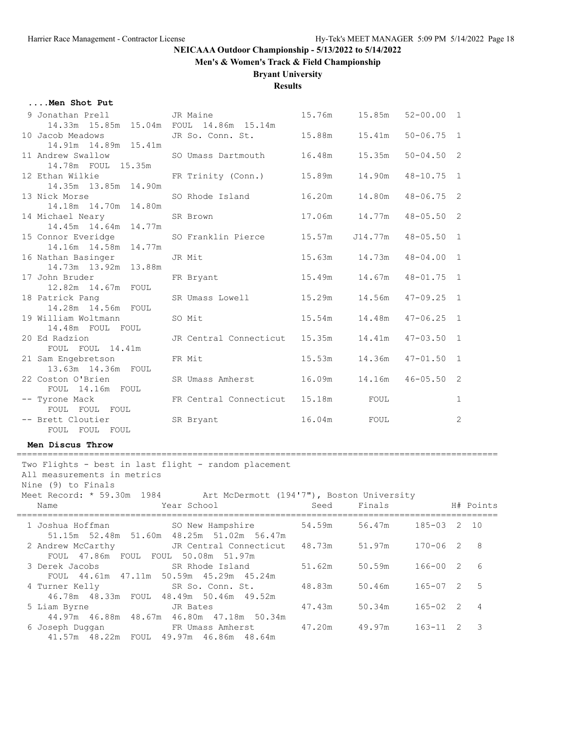## NEICAAA Outdoor Championship - 5/13/2022 to 5/14/2022

**Men's & Women's Track & Field Championship**

**Bryant University**

**Results**

### ....Men Shot Put

| Place | Name | Year | School | Seed | Finals | | H# | Points |
|---|---|---|---|---|---|---|---|---|
| 9 | Jonathan Prell | JR | Maine | 15.76m | 15.85m | 52-00.00 | 1 | |
| | 14.33m 15.85m 15.04m FOUL 14.86m 15.14m | | | | | | | |
| 10 | Jacob Meadows | JR | So. Conn. St. | 15.88m | 15.41m | 50-06.75 | 1 | |
| | 14.91m 14.89m 15.41m | | | | | | | |
| 11 | Andrew Swallow | SO | Umass Dartmouth | 16.48m | 15.35m | 50-04.50 | 2 | |
| | 14.78m FOUL 15.35m | | | | | | | |
| 12 | Ethan Wilkie | FR | Trinity (Conn.) | 15.89m | 14.90m | 48-10.75 | 1 | |
| | 14.35m 13.85m 14.90m | | | | | | | |
| 13 | Nick Morse | SO | Rhode Island | 16.20m | 14.80m | 48-06.75 | 2 | |
| | 14.18m 14.70m 14.80m | | | | | | | |
| 14 | Michael Neary | SR | Brown | 17.06m | 14.77m | 48-05.50 | 2 | |
| | 14.45m 14.64m 14.77m | | | | | | | |
| 15 | Connor Everidge | SO | Franklin Pierce | 15.57m | J14.77m | 48-05.50 | 1 | |
| | 14.16m 14.58m 14.77m | | | | | | | |
| 16 | Nathan Basinger | JR | Mit | 15.63m | 14.73m | 48-04.00 | 1 | |
| | 14.73m 13.92m 13.88m | | | | | | | |
| 17 | John Bruder | FR | Bryant | 15.49m | 14.67m | 48-01.75 | 1 | |
| | 12.82m 14.67m FOUL | | | | | | | |
| 18 | Patrick Pang | SR | Umass Lowell | 15.29m | 14.56m | 47-09.25 | 1 | |
| | 14.28m 14.56m FOUL | | | | | | | |
| 19 | William Woltmann | SO | Mit | 15.54m | 14.48m | 47-06.25 | 1 | |
| | 14.48m FOUL FOUL | | | | | | | |
| 20 | Ed Radzion | JR | Central Connecticut | 15.35m | 14.41m | 47-03.50 | 1 | |
| | FOUL FOUL 14.41m | | | | | | | |
| 21 | Sam Engebretson | FR | Mit | 15.53m | 14.36m | 47-01.50 | 1 | |
| | 13.63m 14.36m FOUL | | | | | | | |
| 22 | Coston O'Brien | SR | Umass Amherst | 16.09m | 14.16m | 46-05.50 | 2 | |
| | FOUL 14.16m FOUL | | | | | | | |
| -- | Tyrone Mack | FR | Central Connecticut | 15.18m | FOUL | | 1 | |
| | FOUL FOUL FOUL | | | | | | | |
| -- | Brett Cloutier | SR | Bryant | 16.04m | FOUL | | 2 | |
| | FOUL FOUL FOUL | | | | | | | |

### Men Discus Throw

Two Flights - best in last flight - random placement
All measurements in metrics
Nine (9) to Finals
Meet Record: * 59.30m 1984 Art McDermott (194'7"), Boston University

| Place | Name | Year | School | Seed | Finals | | H# | Points |
|---|---|---|---|---|---|---|---|---|
| 1 | Joshua Hoffman | SO | New Hampshire | 54.59m | 56.47m | 185-03 | 2 | 10 |
| | 51.15m 52.48m 51.60m 48.25m 51.02m 56.47m | | | | | | | |
| 2 | Andrew McCarthy | JR | Central Connecticut | 48.73m | 51.97m | 170-06 | 2 | 8 |
| | FOUL 47.86m FOUL FOUL 50.08m 51.97m | | | | | | | |
| 3 | Derek Jacobs | SR | Rhode Island | 51.62m | 50.59m | 166-00 | 2 | 6 |
| | FOUL 44.61m 47.11m 50.59m 45.29m 45.24m | | | | | | | |
| 4 | Turner Kelly | SR | So. Conn. St. | 48.83m | 50.46m | 165-07 | 2 | 5 |
| | 46.78m 48.33m FOUL 48.49m 50.46m 49.52m | | | | | | | |
| 5 | Liam Byrne | JR | Bates | 47.43m | 50.34m | 165-02 | 2 | 4 |
| | 44.97m 46.88m 48.67m 46.80m 47.18m 50.34m | | | | | | | |
| 6 | Joseph Duggan | FR | Umass Amherst | 47.20m | 49.97m | 163-11 | 2 | 3 |
| | 41.57m 48.22m FOUL 49.97m 46.86m 48.64m | | | | | | | |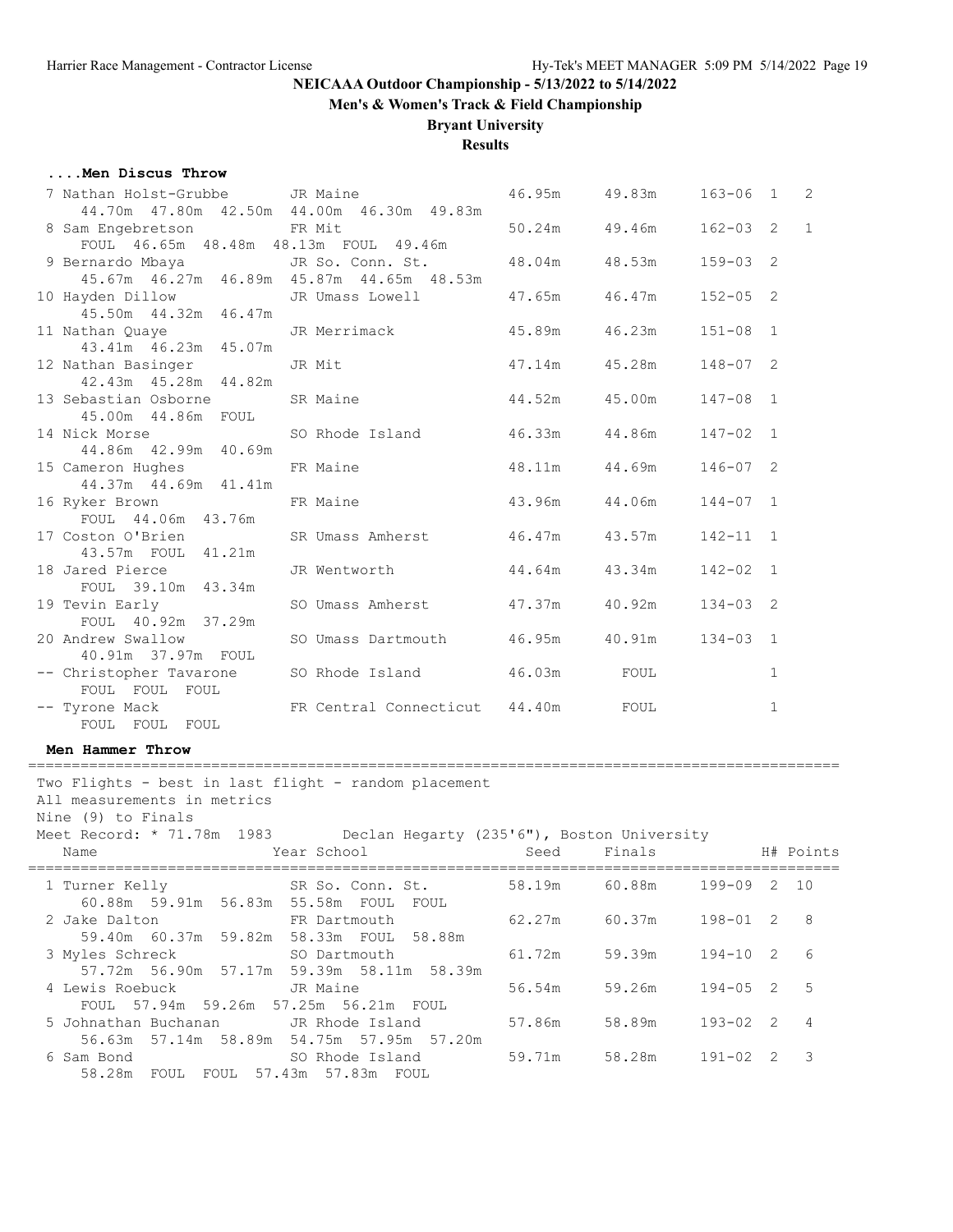**NEICAAA Outdoor Championship - 5/13/2022 to 5/14/2022**

**Men's & Women's Track & Field Championship**

**Bryant University**

**Results**

### ....Men Discus Throw

| Place | Name | Year | School | Seed | Finals | | H# | Points |
|---|---|---|---|---|---|---|---|---|
| 7 | Nathan Holst-Grubbe | JR | Maine | 46.95m | 49.83m | 163-06 | 1 | 2 |
| | 44.70m 47.80m 42.50m 44.00m 46.30m 49.83m | | | | | | | |
| 8 | Sam Engebretson | FR | Mit | 50.24m | 49.46m | 162-03 | 2 | 1 |
| | FOUL 46.65m 48.48m 48.13m FOUL 49.46m | | | | | | | |
| 9 | Bernardo Mbaya | JR | So. Conn. St. | 48.04m | 48.53m | 159-03 | 2 | |
| | 45.67m 46.27m 46.89m 45.87m 44.65m 48.53m | | | | | | | |
| 10 | Hayden Dillow | JR | Umass Lowell | 47.65m | 46.47m | 152-05 | 2 | |
| | 45.50m 44.32m 46.47m | | | | | | | |
| 11 | Nathan Quaye | JR | Merrimack | 45.89m | 46.23m | 151-08 | 1 | |
| | 43.41m 46.23m 45.07m | | | | | | | |
| 12 | Nathan Basinger | JR | Mit | 47.14m | 45.28m | 148-07 | 2 | |
| | 42.43m 45.28m 44.82m | | | | | | | |
| 13 | Sebastian Osborne | SR | Maine | 44.52m | 45.00m | 147-08 | 1 | |
| | 45.00m 44.86m FOUL | | | | | | | |
| 14 | Nick Morse | SO | Rhode Island | 46.33m | 44.86m | 147-02 | 1 | |
| | 44.86m 42.99m 40.69m | | | | | | | |
| 15 | Cameron Hughes | FR | Maine | 48.11m | 44.69m | 146-07 | 2 | |
| | 44.37m 44.69m 41.41m | | | | | | | |
| 16 | Ryker Brown | FR | Maine | 43.96m | 44.06m | 144-07 | 1 | |
| | FOUL 44.06m 43.76m | | | | | | | |
| 17 | Coston O'Brien | SR | Umass Amherst | 46.47m | 43.57m | 142-11 | 1 | |
| | 43.57m FOUL 41.21m | | | | | | | |
| 18 | Jared Pierce | JR | Wentworth | 44.64m | 43.34m | 142-02 | 1 | |
| | FOUL 39.10m 43.34m | | | | | | | |
| 19 | Tevin Early | SO | Umass Amherst | 47.37m | 40.92m | 134-03 | 2 | |
| | FOUL 40.92m 37.29m | | | | | | | |
| 20 | Andrew Swallow | SO | Umass Dartmouth | 46.95m | 40.91m | 134-03 | 1 | |
| | 40.91m 37.97m FOUL | | | | | | | |
| -- | Christopher Tavarone | SO | Rhode Island | 46.03m | FOUL | | 1 | |
| | FOUL FOUL FOUL | | | | | | | |
| -- | Tyrone Mack | FR | Central Connecticut | 44.40m | FOUL | | 1 | |
| | FOUL FOUL FOUL | | | | | | | |

### Men Hammer Throw

Two Flights - best in last flight - random placement
All measurements in metrics
Nine (9) to Finals
Meet Record: * 71.78m 1983 Declan Hegarty (235'6"), Boston University

| Place | Name | Year | School | Seed | Finals | | H# | Points |
|---|---|---|---|---|---|---|---|---|
| 1 | Turner Kelly | SR | So. Conn. St. | 58.19m | 60.88m | 199-09 | 2 | 10 |
| | 60.88m 59.91m 56.83m 55.58m FOUL FOUL | | | | | | | |
| 2 | Jake Dalton | FR | Dartmouth | 62.27m | 60.37m | 198-01 | 2 | 8 |
| | 59.40m 60.37m 59.82m 58.33m FOUL 58.88m | | | | | | | |
| 3 | Myles Schreck | SO | Dartmouth | 61.72m | 59.39m | 194-10 | 2 | 6 |
| | 57.72m 56.90m 57.17m 59.39m 58.11m 58.39m | | | | | | | |
| 4 | Lewis Roebuck | JR | Maine | 56.54m | 59.26m | 194-05 | 2 | 5 |
| | FOUL 57.94m 59.26m 57.25m 56.21m FOUL | | | | | | | |
| 5 | Johnathan Buchanan | JR | Rhode Island | 57.86m | 58.89m | 193-02 | 2 | 4 |
| | 56.63m 57.14m 58.89m 54.75m 57.95m 57.20m | | | | | | | |
| 6 | Sam Bond | SO | Rhode Island | 59.71m | 58.28m | 191-02 | 2 | 3 |
| | 58.28m FOUL FOUL 57.43m 57.83m FOUL | | | | | | | |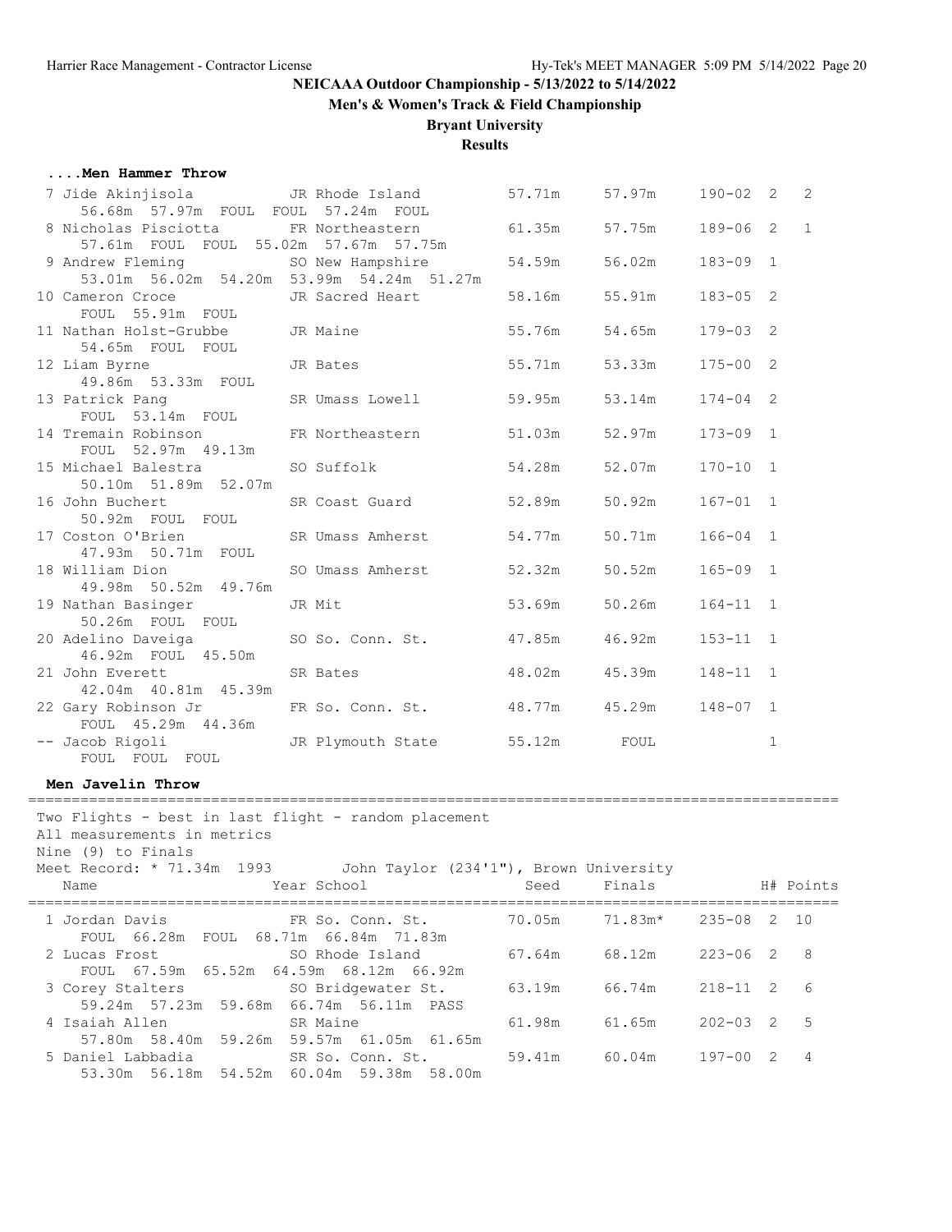NEICAAA Outdoor Championship - 5/13/2022 to 5/14/2022

Men's & Women's Track & Field Championship

Bryant University

**Results**

### ....Men Hammer Throw

| Place | Name | Year | School | Seed | Finals | | H# | Points |
|---|---|---|---|---|---|---|---|---|
| 7 | Jide Akinjisola | JR | Rhode Island | 57.71m | 57.97m | 190-02 | 2 | 2 |
| | 56.68m 57.97m FOUL FOUL 57.24m FOUL | | | | | | | |
| 8 | Nicholas Pisciotta | FR | Northeastern | 61.35m | 57.75m | 189-06 | 2 | 1 |
| | 57.61m FOUL FOUL 55.02m 57.67m 57.75m | | | | | | | |
| 9 | Andrew Fleming | SO | New Hampshire | 54.59m | 56.02m | 183-09 | 1 | |
| | 53.01m 56.02m 54.20m 53.99m 54.24m 51.27m | | | | | | | |
| 10 | Cameron Croce | JR | Sacred Heart | 58.16m | 55.91m | 183-05 | 2 | |
| | FOUL 55.91m FOUL | | | | | | | |
| 11 | Nathan Holst-Grubbe | JR | Maine | 55.76m | 54.65m | 179-03 | 2 | |
| | 54.65m FOUL FOUL | | | | | | | |
| 12 | Liam Byrne | JR | Bates | 55.71m | 53.33m | 175-00 | 2 | |
| | 49.86m 53.33m FOUL | | | | | | | |
| 13 | Patrick Pang | SR | Umass Lowell | 59.95m | 53.14m | 174-04 | 2 | |
| | FOUL 53.14m FOUL | | | | | | | |
| 14 | Tremain Robinson | FR | Northeastern | 51.03m | 52.97m | 173-09 | 1 | |
| | FOUL 52.97m 49.13m | | | | | | | |
| 15 | Michael Balestra | SO | Suffolk | 54.28m | 52.07m | 170-10 | 1 | |
| | 50.10m 51.89m 52.07m | | | | | | | |
| 16 | John Buchert | SR | Coast Guard | 52.89m | 50.92m | 167-01 | 1 | |
| | 50.92m FOUL FOUL | | | | | | | |
| 17 | Coston O'Brien | SR | Umass Amherst | 54.77m | 50.71m | 166-04 | 1 | |
| | 47.93m 50.71m FOUL | | | | | | | |
| 18 | William Dion | SO | Umass Amherst | 52.32m | 50.52m | 165-09 | 1 | |
| | 49.98m 50.52m 49.76m | | | | | | | |
| 19 | Nathan Basinger | JR | Mit | 53.69m | 50.26m | 164-11 | 1 | |
| | 50.26m FOUL FOUL | | | | | | | |
| 20 | Adelino Daveiga | SO | So. Conn. St. | 47.85m | 46.92m | 153-11 | 1 | |
| | 46.92m FOUL 45.50m | | | | | | | |
| 21 | John Everett | SR | Bates | 48.02m | 45.39m | 148-11 | 1 | |
| | 42.04m 40.81m 45.39m | | | | | | | |
| 22 | Gary Robinson Jr | FR | So. Conn. St. | 48.77m | 45.29m | 148-07 | 1 | |
| | FOUL 45.29m 44.36m | | | | | | | |
| -- | Jacob Rigoli | JR | Plymouth State | 55.12m | FOUL | | 1 | |
| | FOUL FOUL FOUL | | | | | | | |

### Men Javelin Throw

Two Flights - best in last flight - random placement
All measurements in metrics
Nine (9) to Finals
Meet Record: * 71.34m 1993 John Taylor (234'1"), Brown University

| Place | Name | Year | School | Seed | Finals | | H# | Points |
|---|---|---|---|---|---|---|---|---|
| 1 | Jordan Davis | FR | So. Conn. St. | 70.05m | 71.83m* | 235-08 | 2 | 10 |
| | FOUL 66.28m FOUL 68.71m 66.84m 71.83m | | | | | | | |
| 2 | Lucas Frost | SO | Rhode Island | 67.64m | 68.12m | 223-06 | 2 | 8 |
| | FOUL 67.59m 65.52m 64.59m 68.12m 66.92m | | | | | | | |
| 3 | Corey Stalters | SO | Bridgewater St. | 63.19m | 66.74m | 218-11 | 2 | 6 |
| | 59.24m 57.23m 59.68m 66.74m 56.11m PASS | | | | | | | |
| 4 | Isaiah Allen | SR | Maine | 61.98m | 61.65m | 202-03 | 2 | 5 |
| | 57.80m 58.40m 59.26m 59.57m 61.05m 61.65m | | | | | | | |
| 5 | Daniel Labbadia | SR | So. Conn. St. | 59.41m | 60.04m | 197-00 | 2 | 4 |
| | 53.30m 56.18m 54.52m 60.04m 59.38m 58.00m | | | | | | | |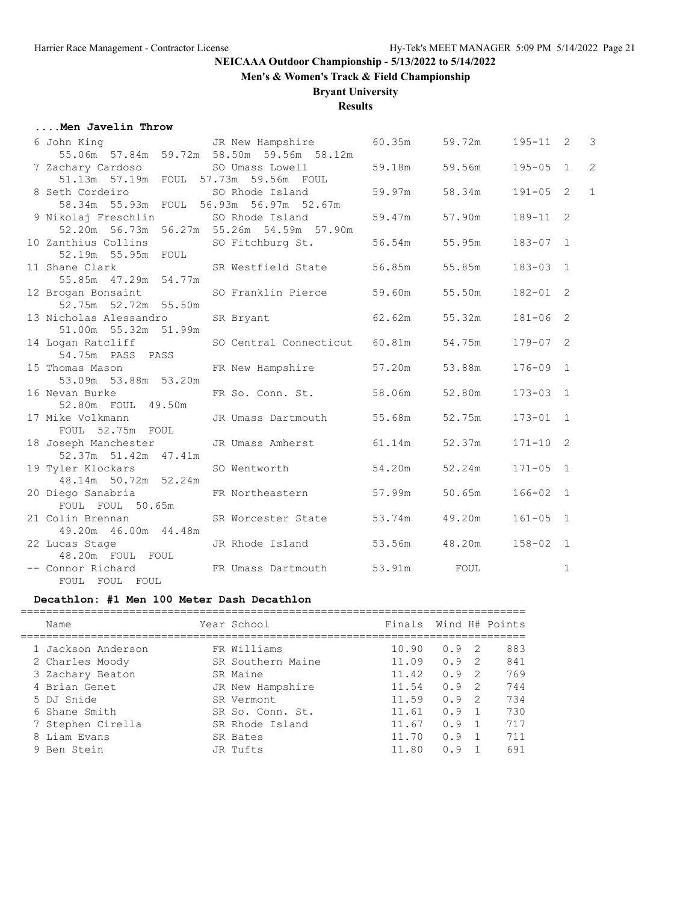**NEICAAA Outdoor Championship - 5/13/2022 to 5/14/2022**

**Men's & Women's Track & Field Championship**

**Bryant University**

**Results**

### ....Men Javelin Throw

| Place | Name | Year | School | Seed | Finals | Imperial | H# | Points |
|---|---|---|---|---|---|---|---|---|
| 6 | John King | JR | New Hampshire | 60.35m | 59.72m | 195-11 | 2 | 3 |
| | 55.06m 57.84m 59.72m 58.50m 59.56m 58.12m | | | | | | | |
| 7 | Zachary Cardoso | SO | Umass Lowell | 59.18m | 59.56m | 195-05 | 1 | 2 |
| | 51.13m 57.19m FOUL 57.73m 59.56m FOUL | | | | | | | |
| 8 | Seth Cordeiro | SO | Rhode Island | 59.97m | 58.34m | 191-05 | 2 | 1 |
| | 58.34m 55.93m FOUL 56.93m 56.97m 52.67m | | | | | | | |
| 9 | Nikolaj Freschlin | SO | Rhode Island | 59.47m | 57.90m | 189-11 | 2 | |
| | 52.20m 56.73m 56.27m 55.26m 54.59m 57.90m | | | | | | | |
| 10 | Zanthius Collins | SO | Fitchburg St. | 56.54m | 55.95m | 183-07 | 1 | |
| | 52.19m 55.95m FOUL | | | | | | | |
| 11 | Shane Clark | SR | Westfield State | 56.85m | 55.85m | 183-03 | 1 | |
| | 55.85m 47.29m 54.77m | | | | | | | |
| 12 | Brogan Bonsaint | SO | Franklin Pierce | 59.60m | 55.50m | 182-01 | 2 | |
| | 52.75m 52.72m 55.50m | | | | | | | |
| 13 | Nicholas Alessandro | SR | Bryant | 62.62m | 55.32m | 181-06 | 2 | |
| | 51.00m 55.32m 51.99m | | | | | | | |
| 14 | Logan Ratcliff | SO | Central Connecticut | 60.81m | 54.75m | 179-07 | 2 | |
| | 54.75m PASS PASS | | | | | | | |
| 15 | Thomas Mason | FR | New Hampshire | 57.20m | 53.88m | 176-09 | 1 | |
| | 53.09m 53.88m 53.20m | | | | | | | |
| 16 | Nevan Burke | FR | So. Conn. St. | 58.06m | 52.80m | 173-03 | 1 | |
| | 52.80m FOUL 49.50m | | | | | | | |
| 17 | Mike Volkmann | JR | Umass Dartmouth | 55.68m | 52.75m | 173-01 | 1 | |
| | FOUL 52.75m FOUL | | | | | | | |
| 18 | Joseph Manchester | JR | Umass Amherst | 61.14m | 52.37m | 171-10 | 2 | |
| | 52.37m 51.42m 47.41m | | | | | | | |
| 19 | Tyler Klockars | SO | Wentworth | 54.20m | 52.24m | 171-05 | 1 | |
| | 48.14m 50.72m 52.24m | | | | | | | |
| 20 | Diego Sanabria | FR | Northeastern | 57.99m | 50.65m | 166-02 | 1 | |
| | FOUL FOUL 50.65m | | | | | | | |
| 21 | Colin Brennan | SR | Worcester State | 53.74m | 49.20m | 161-05 | 1 | |
| | 49.20m 46.00m 44.48m | | | | | | | |
| 22 | Lucas Stage | JR | Rhode Island | 53.56m | 48.20m | 158-02 | 1 | |
| | 48.20m FOUL FOUL | | | | | | | |
| -- | Connor Richard | FR | Umass Dartmouth | 53.91m | FOUL | | 1 | |
| | FOUL FOUL FOUL | | | | | | | |

### Decathlon: #1 Men 100 Meter Dash Decathlon

| | Name | Year | School | Finals | Wind | H# | Points |
|---|---|---|---|---|---|---|---|
| 1 | Jackson Anderson | FR | Williams | 10.90 | 0.9 | 2 | 883 |
| 2 | Charles Moody | SR | Southern Maine | 11.09 | 0.9 | 2 | 841 |
| 3 | Zachary Beaton | SR | Maine | 11.42 | 0.9 | 2 | 769 |
| 4 | Brian Genet | JR | New Hampshire | 11.54 | 0.9 | 2 | 744 |
| 5 | DJ Snide | SR | Vermont | 11.59 | 0.9 | 2 | 734 |
| 6 | Shane Smith | SR | So. Conn. St. | 11.61 | 0.9 | 1 | 730 |
| 7 | Stephen Cirella | SR | Rhode Island | 11.67 | 0.9 | 1 | 717 |
| 8 | Liam Evans | SR | Bates | 11.70 | 0.9 | 1 | 711 |
| 9 | Ben Stein | JR | Tufts | 11.80 | 0.9 | 1 | 691 |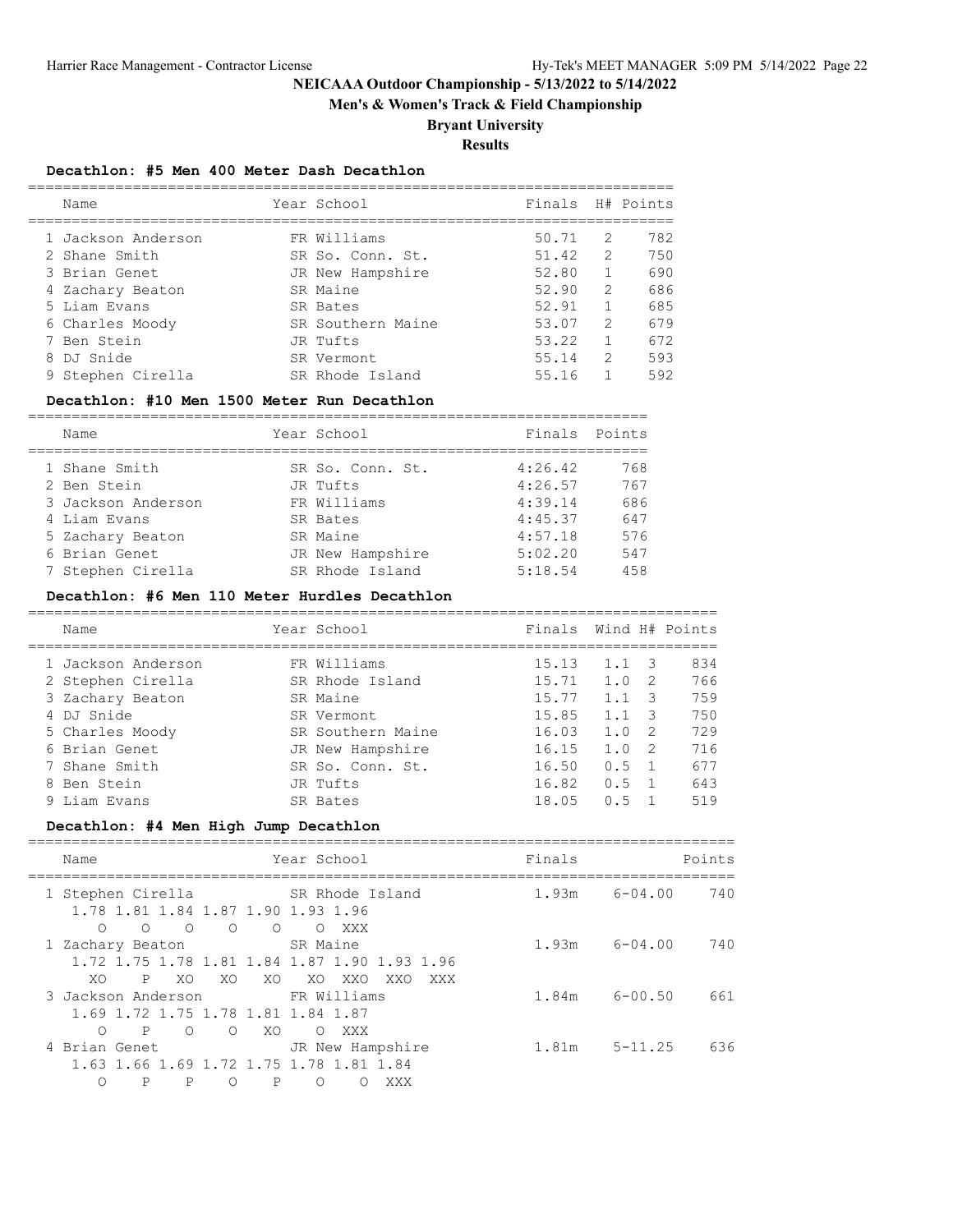# NEICAAA Outdoor Championship - 5/13/2022 to 5/14/2022

## Men's & Women's Track & Field Championship

## Bryant University

## Results

### Decathlon: #5 Men 400 Meter Dash Decathlon

| Place | Name | Year | School | Finals | H# | Points |
|---|---|---|---|---|---|---|
| 1 | Jackson Anderson | FR | Williams | 50.71 | 2 | 782 |
| 2 | Shane Smith | SR | So. Conn. St. | 51.42 | 2 | 750 |
| 3 | Brian Genet | JR | New Hampshire | 52.80 | 1 | 690 |
| 4 | Zachary Beaton | SR | Maine | 52.90 | 2 | 686 |
| 5 | Liam Evans | SR | Bates | 52.91 | 1 | 685 |
| 6 | Charles Moody | SR | Southern Maine | 53.07 | 2 | 679 |
| 7 | Ben Stein | JR | Tufts | 53.22 | 1 | 672 |
| 8 | DJ Snide | SR | Vermont | 55.14 | 2 | 593 |
| 9 | Stephen Cirella | SR | Rhode Island | 55.16 | 1 | 592 |

### Decathlon: #10 Men 1500 Meter Run Decathlon

| Place | Name | Year | School | Finals | Points |
|---|---|---|---|---|---|
| 1 | Shane Smith | SR | So. Conn. St. | 4:26.42 | 768 |
| 2 | Ben Stein | JR | Tufts | 4:26.57 | 767 |
| 3 | Jackson Anderson | FR | Williams | 4:39.14 | 686 |
| 4 | Liam Evans | SR | Bates | 4:45.37 | 647 |
| 5 | Zachary Beaton | SR | Maine | 4:57.18 | 576 |
| 6 | Brian Genet | JR | New Hampshire | 5:02.20 | 547 |
| 7 | Stephen Cirella | SR | Rhode Island | 5:18.54 | 458 |

### Decathlon: #6 Men 110 Meter Hurdles Decathlon

| Place | Name | Year | School | Finals | Wind | H# | Points |
|---|---|---|---|---|---|---|---|
| 1 | Jackson Anderson | FR | Williams | 15.13 | 1.1 | 3 | 834 |
| 2 | Stephen Cirella | SR | Rhode Island | 15.71 | 1.0 | 2 | 766 |
| 3 | Zachary Beaton | SR | Maine | 15.77 | 1.1 | 3 | 759 |
| 4 | DJ Snide | SR | Vermont | 15.85 | 1.1 | 3 | 750 |
| 5 | Charles Moody | SR | Southern Maine | 16.03 | 1.0 | 2 | 729 |
| 6 | Brian Genet | JR | New Hampshire | 16.15 | 1.0 | 2 | 716 |
| 7 | Shane Smith | SR | So. Conn. St. | 16.50 | 0.5 | 1 | 677 |
| 8 | Ben Stein | JR | Tufts | 16.82 | 0.5 | 1 | 643 |
| 9 | Liam Evans | SR | Bates | 18.05 | 0.5 | 1 | 519 |

### Decathlon: #4 Men High Jump Decathlon

| Place | Name | Year | School | Finals | | Points |
|---|---|---|---|---|---|---|
| 1 | Stephen Cirella | SR | Rhode Island | 1.93m | 6-04.00 | 740 |
| 1 | Zachary Beaton | SR | Maine | 1.93m | 6-04.00 | 740 |
| 3 | Jackson Anderson | FR | Williams | 1.84m | 6-00.50 | 661 |
| 4 | Brian Genet | JR | New Hampshire | 1.81m | 5-11.25 | 636 |

```
1 Stephen Cirella
  1.78 1.81 1.84 1.87 1.90 1.93 1.96
     O    O    O    O    O    O  XXX
1 Zachary Beaton
  1.72 1.75 1.78 1.81 1.84 1.87 1.90 1.93 1.96
    XO    P   XO   XO   XO   XO  XXO  XXO  XXX
3 Jackson Anderson
  1.69 1.72 1.75 1.78 1.81 1.84 1.87
     O    P    O    O   XO    O  XXX
4 Brian Genet
  1.63 1.66 1.69 1.72 1.75 1.78 1.81 1.84
     O    P    P    O    P    O    O  XXX
```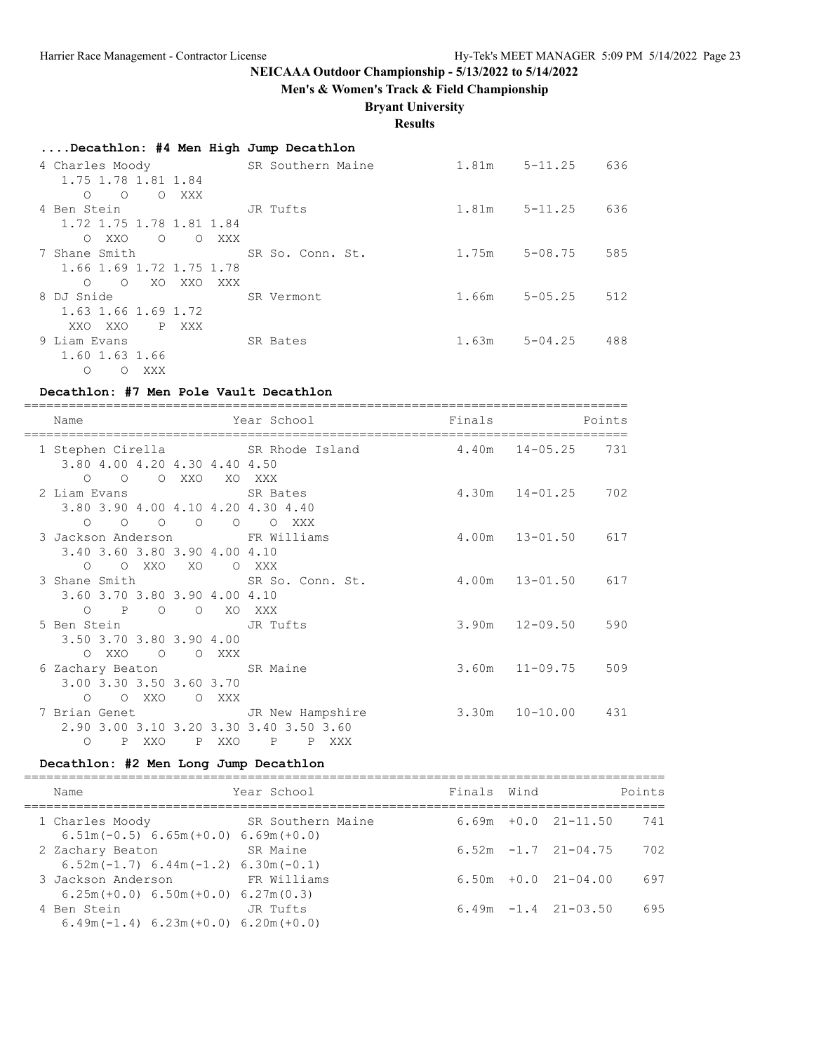**NEICAAA Outdoor Championship - 5/13/2022 to 5/14/2022**

**Men's & Women's Track & Field Championship**

**Bryant University**

**Results**

### ....Decathlon: #4 Men High Jump Decathlon

```
  4 Charles Moody            SR Southern Maine          1.81m    5-11.25   636
     1.75 1.78 1.81 1.84
       O    O    O  XXX
  4 Ben Stein                JR Tufts                   1.81m    5-11.25   636
     1.72 1.75 1.78 1.81 1.84
       O  XXO    O    O  XXX
  7 Shane Smith              SR So. Conn. St.           1.75m    5-08.75   585
     1.66 1.69 1.72 1.75 1.78
       O    O   XO  XXO  XXX
  8 DJ Snide                 SR Vermont                 1.66m    5-05.25   512
     1.63 1.66 1.69 1.72
      XXO  XXO    P  XXX
  9 Liam Evans               SR Bates                   1.63m    5-04.25   488
     1.60 1.63 1.66
       O    O  XXX
```

### Decathlon: #7 Men Pole Vault Decathlon

```
================================================================================
    Name                    Year School                  Finals           Points
================================================================================
  1 Stephen Cirella          SR Rhode Island            4.40m  14-05.25   731
     3.80 4.00 4.20 4.30 4.40 4.50
       O    O    O  XXO   XO  XXX
  2 Liam Evans               SR Bates                   4.30m  14-01.25   702
     3.80 3.90 4.00 4.10 4.20 4.30 4.40
       O    O    O    O    O    O  XXX
  3 Jackson Anderson         FR Williams                4.00m  13-01.50   617
     3.40 3.60 3.80 3.90 4.00 4.10
       O    O  XXO   XO    O  XXX
  3 Shane Smith              SR So. Conn. St.           4.00m  13-01.50   617
     3.60 3.70 3.80 3.90 4.00 4.10
       O    P    O    O   XO  XXX
  5 Ben Stein                JR Tufts                   3.90m  12-09.50   590
     3.50 3.70 3.80 3.90 4.00
       O  XXO    O    O  XXX
  6 Zachary Beaton           SR Maine                   3.60m  11-09.75   509
     3.00 3.30 3.50 3.60 3.70
       O    O  XXO    O  XXX
  7 Brian Genet              JR New Hampshire           3.30m  10-10.00   431
     2.90 3.00 3.10 3.20 3.30 3.40 3.50 3.60
       O    P  XXO    P  XXO    P    P  XXX
```

### Decathlon: #2 Men Long Jump Decathlon

```
=======================================================================================
    Name                    Year School                  Finals  Wind           Points
=======================================================================================
  1 Charles Moody            SR Southern Maine          6.69m  +0.0  21-11.50    741
     6.51m(-0.5) 6.65m(+0.0) 6.69m(+0.0)
  2 Zachary Beaton           SR Maine                   6.52m  -1.7  21-04.75    702
     6.52m(-1.7) 6.44m(-1.2) 6.30m(-0.1)
  3 Jackson Anderson         FR Williams                6.50m  +0.0  21-04.00    697
     6.25m(+0.0) 6.50m(+0.0) 6.27m(0.3)
  4 Ben Stein                JR Tufts                   6.49m  -1.4  21-03.50    695
     6.49m(-1.4) 6.23m(+0.0) 6.20m(+0.0)
```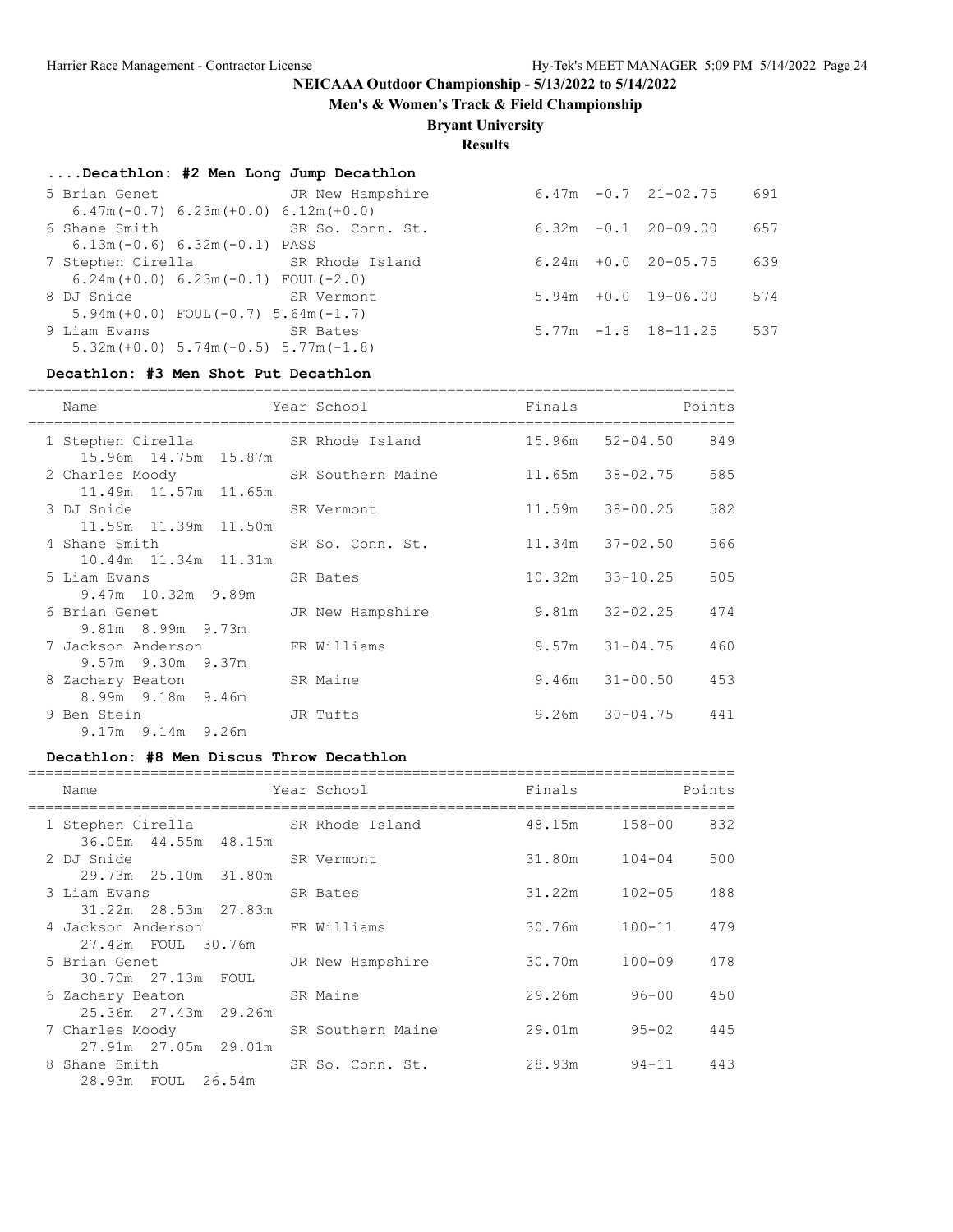## NEICAAA Outdoor Championship - 5/13/2022 to 5/14/2022

**Men's & Women's Track & Field Championship**

**Bryant University**

**Results**

### ....Decathlon: #2 Men Long Jump Decathlon

| Place | Name | Year | School | Finals | Wind | Imperial | Points |
|---|---|---|---|---|---|---|---|
| 5 | Brian Genet | JR | New Hampshire | 6.47m | -0.7 | 21-02.75 | 691 |
| | 6.47m(-0.7) 6.23m(+0.0) 6.12m(+0.0) | | | | | | |
| 6 | Shane Smith | SR | So. Conn. St. | 6.32m | -0.1 | 20-09.00 | 657 |
| | 6.13m(-0.6) 6.32m(-0.1) PASS | | | | | | |
| 7 | Stephen Cirella | SR | Rhode Island | 6.24m | +0.0 | 20-05.75 | 639 |
| | 6.24m(+0.0) 6.23m(-0.1) FOUL(-2.0) | | | | | | |
| 8 | DJ Snide | SR | Vermont | 5.94m | +0.0 | 19-06.00 | 574 |
| | 5.94m(+0.0) FOUL(-0.7) 5.64m(-1.7) | | | | | | |
| 9 | Liam Evans | SR | Bates | 5.77m | -1.8 | 18-11.25 | 537 |
| | 5.32m(+0.0) 5.74m(-0.5) 5.77m(-1.8) | | | | | | |

### Decathlon: #3 Men Shot Put Decathlon

| Place | Name | Year | School | Finals | Imperial | Points |
|---|---|---|---|---|---|---|
| 1 | Stephen Cirella | SR | Rhode Island | 15.96m | 52-04.50 | 849 |
| | 15.96m 14.75m 15.87m | | | | | |
| 2 | Charles Moody | SR | Southern Maine | 11.65m | 38-02.75 | 585 |
| | 11.49m 11.57m 11.65m | | | | | |
| 3 | DJ Snide | SR | Vermont | 11.59m | 38-00.25 | 582 |
| | 11.59m 11.39m 11.50m | | | | | |
| 4 | Shane Smith | SR | So. Conn. St. | 11.34m | 37-02.50 | 566 |
| | 10.44m 11.34m 11.31m | | | | | |
| 5 | Liam Evans | SR | Bates | 10.32m | 33-10.25 | 505 |
| | 9.47m 10.32m 9.89m | | | | | |
| 6 | Brian Genet | JR | New Hampshire | 9.81m | 32-02.25 | 474 |
| | 9.81m 8.99m 9.73m | | | | | |
| 7 | Jackson Anderson | FR | Williams | 9.57m | 31-04.75 | 460 |
| | 9.57m 9.30m 9.37m | | | | | |
| 8 | Zachary Beaton | SR | Maine | 9.46m | 31-00.50 | 453 |
| | 8.99m 9.18m 9.46m | | | | | |
| 9 | Ben Stein | JR | Tufts | 9.26m | 30-04.75 | 441 |
| | 9.17m 9.14m 9.26m | | | | | |

### Decathlon: #8 Men Discus Throw Decathlon

| Place | Name | Year | School | Finals | Imperial | Points |
|---|---|---|---|---|---|---|
| 1 | Stephen Cirella | SR | Rhode Island | 48.15m | 158-00 | 832 |
| | 36.05m 44.55m 48.15m | | | | | |
| 2 | DJ Snide | SR | Vermont | 31.80m | 104-04 | 500 |
| | 29.73m 25.10m 31.80m | | | | | |
| 3 | Liam Evans | SR | Bates | 31.22m | 102-05 | 488 |
| | 31.22m 28.53m 27.83m | | | | | |
| 4 | Jackson Anderson | FR | Williams | 30.76m | 100-11 | 479 |
| | 27.42m FOUL 30.76m | | | | | |
| 5 | Brian Genet | JR | New Hampshire | 30.70m | 100-09 | 478 |
| | 30.70m 27.13m FOUL | | | | | |
| 6 | Zachary Beaton | SR | Maine | 29.26m | 96-00 | 450 |
| | 25.36m 27.43m 29.26m | | | | | |
| 7 | Charles Moody | SR | Southern Maine | 29.01m | 95-02 | 445 |
| | 27.91m 27.05m 29.01m | | | | | |
| 8 | Shane Smith | SR | So. Conn. St. | 28.93m | 94-11 | 443 |
| | 28.93m FOUL 26.54m | | | | | |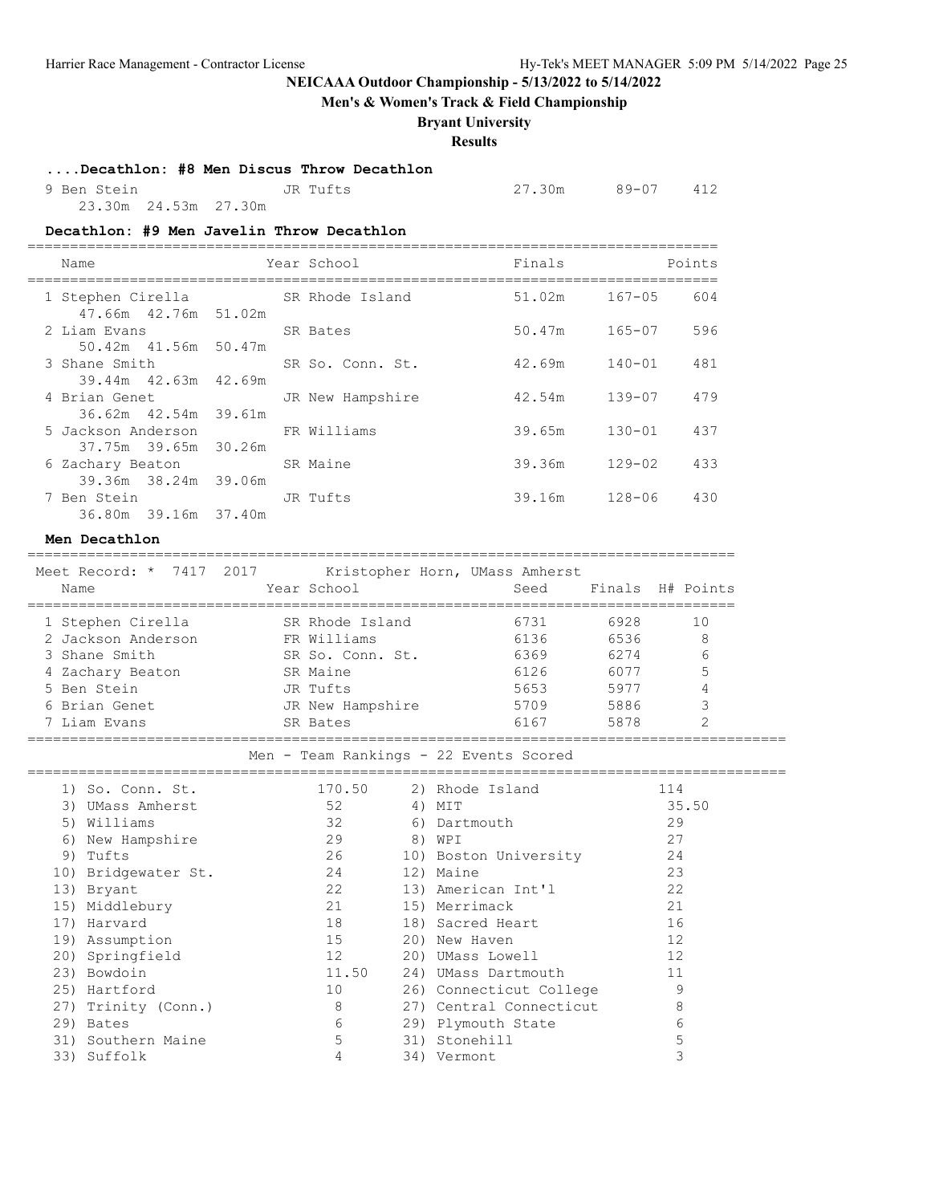**NEICAAA Outdoor Championship - 5/13/2022 to 5/14/2022**

**Men's & Women's Track & Field Championship**

**Bryant University**

**Results**

### ....Decathlon: #8 Men Discus Throw Decathlon

| Name | Year | School | Finals | | Points |
|---|---|---|---|---|---|
| 9 Ben Stein | JR | Tufts | 27.30m | 89-07 | 412 |
| 23.30m 24.53m 27.30m | | | | | |

### Decathlon: #9 Men Javelin Throw Decathlon

| Name | Year | School | Finals | | Points |
|---|---|---|---|---|---|
| 1 Stephen Cirella | SR | Rhode Island | 51.02m | 167-05 | 604 |
| 47.66m 42.76m 51.02m | | | | | |
| 2 Liam Evans | SR | Bates | 50.47m | 165-07 | 596 |
| 50.42m 41.56m 50.47m | | | | | |
| 3 Shane Smith | SR | So. Conn. St. | 42.69m | 140-01 | 481 |
| 39.44m 42.63m 42.69m | | | | | |
| 4 Brian Genet | JR | New Hampshire | 42.54m | 139-07 | 479 |
| 36.62m 42.54m 39.61m | | | | | |
| 5 Jackson Anderson | FR | Williams | 39.65m | 130-01 | 437 |
| 37.75m 39.65m 30.26m | | | | | |
| 6 Zachary Beaton | SR | Maine | 39.36m | 129-02 | 433 |
| 39.36m 38.24m 39.06m | | | | | |
| 7 Ben Stein | JR | Tufts | 39.16m | 128-06 | 430 |
| 36.80m 39.16m 37.40m | | | | | |

### Men Decathlon

Meet Record: * 7417 2017 Kristopher Horn, UMass Amherst

| Name | Year | School | Seed | Finals | H# | Points |
|---|---|---|---|---|---|---|
| 1 Stephen Cirella | SR | Rhode Island | 6731 | 6928 | | 10 |
| 2 Jackson Anderson | FR | Williams | 6136 | 6536 | | 8 |
| 3 Shane Smith | SR | So. Conn. St. | 6369 | 6274 | | 6 |
| 4 Zachary Beaton | SR | Maine | 6126 | 6077 | | 5 |
| 5 Ben Stein | JR | Tufts | 5653 | 5977 | | 4 |
| 6 Brian Genet | JR | New Hampshire | 5709 | 5886 | | 3 |
| 7 Liam Evans | SR | Bates | 6167 | 5878 | | 2 |

### Men - Team Rankings - 22 Events Scored

| Rank | Team | Points | Rank | Team | Points |
|---|---|---|---|---|---|
| 1) | So. Conn. St. | 170.50 | 2) | Rhode Island | 114 |
| 3) | UMass Amherst | 52 | 4) | MIT | 35.50 |
| 5) | Williams | 32 | 6) | Dartmouth | 29 |
| 6) | New Hampshire | 29 | 8) | WPI | 27 |
| 9) | Tufts | 26 | 10) | Boston University | 24 |
| 10) | Bridgewater St. | 24 | 12) | Maine | 23 |
| 13) | Bryant | 22 | 13) | American Int'l | 22 |
| 15) | Middlebury | 21 | 15) | Merrimack | 21 |
| 17) | Harvard | 18 | 18) | Sacred Heart | 16 |
| 19) | Assumption | 15 | 20) | New Haven | 12 |
| 20) | Springfield | 12 | 20) | UMass Lowell | 12 |
| 23) | Bowdoin | 11.50 | 24) | UMass Dartmouth | 11 |
| 25) | Hartford | 10 | 26) | Connecticut College | 9 |
| 27) | Trinity (Conn.) | 8 | 27) | Central Connecticut | 8 |
| 29) | Bates | 6 | 29) | Plymouth State | 6 |
| 31) | Southern Maine | 5 | 31) | Stonehill | 5 |
| 33) | Suffolk | 4 | 34) | Vermont | 3 |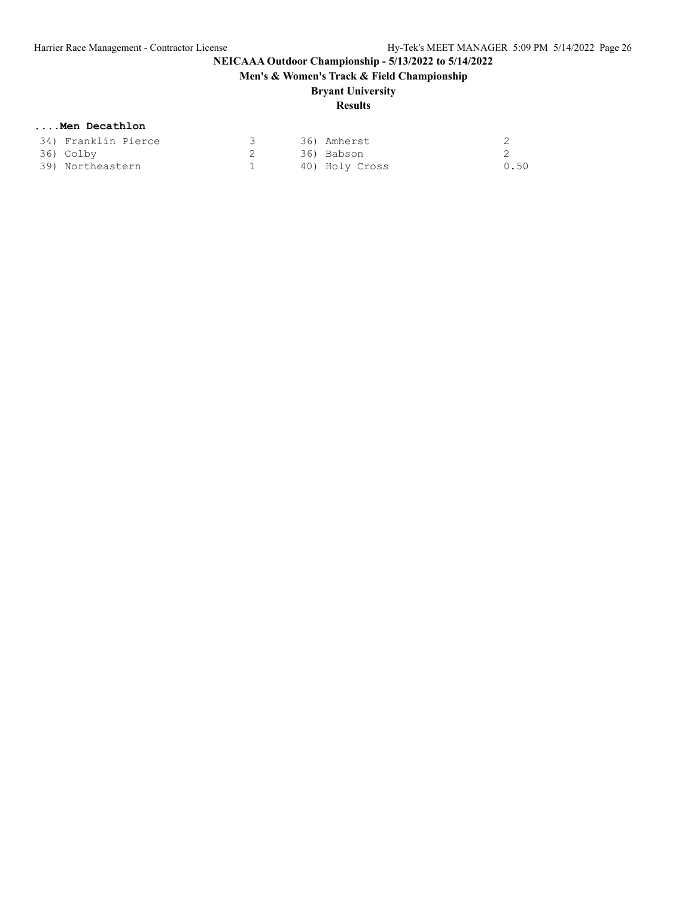### ....Men Decathlon

| | | | |
|---|---|---|---|
| 34) Franklin Pierce | 3 | 36) Amherst | 2 |
| 36) Colby | 2 | 36) Babson | 2 |
| 39) Northeastern | 1 | 40) Holy Cross | 0.50 |